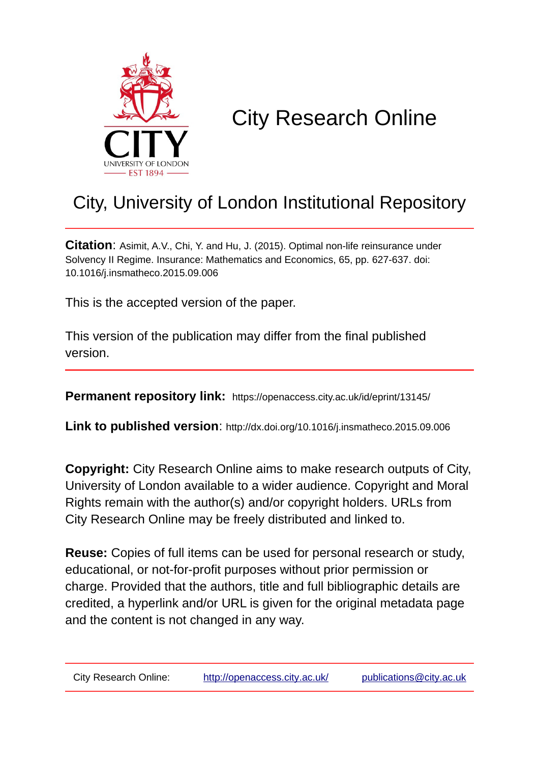# City Research Online

## City, University of London Institutional Repository

**Citation**: Asimit, A.V., Chi, Y. and Hu, J. (2015). Optimal non-life reinsurance under Solvency II Regime. Insurance: Mathematics and Economics, 65, pp. 627-637. doi: 10.1016/j.insmatheco.2015.09.006

This is the accepted version of the paper.

This version of the publication may differ from the final published version.

**Permanent repository link:** https://openaccess.city.ac.uk/id/eprint/13145/

**Link to published version**: http://dx.doi.org/10.1016/j.insmatheco.2015.09.006

**Copyright:** City Research Online aims to make research outputs of City, University of London available to a wider audience. Copyright and Moral Rights remain with the author(s) and/or copyright holders. URLs from City Research Online may be freely distributed and linked to.

**Reuse:** Copies of full items can be used for personal research or study, educational, or not-for-profit purposes without prior permission or charge. Provided that the authors, title and full bibliographic details are credited, a hyperlink and/or URL is given for the original metadata page and the content is not changed in any way.

City Research Online: http://openaccess.city.ac.uk/ publications@city.ac.uk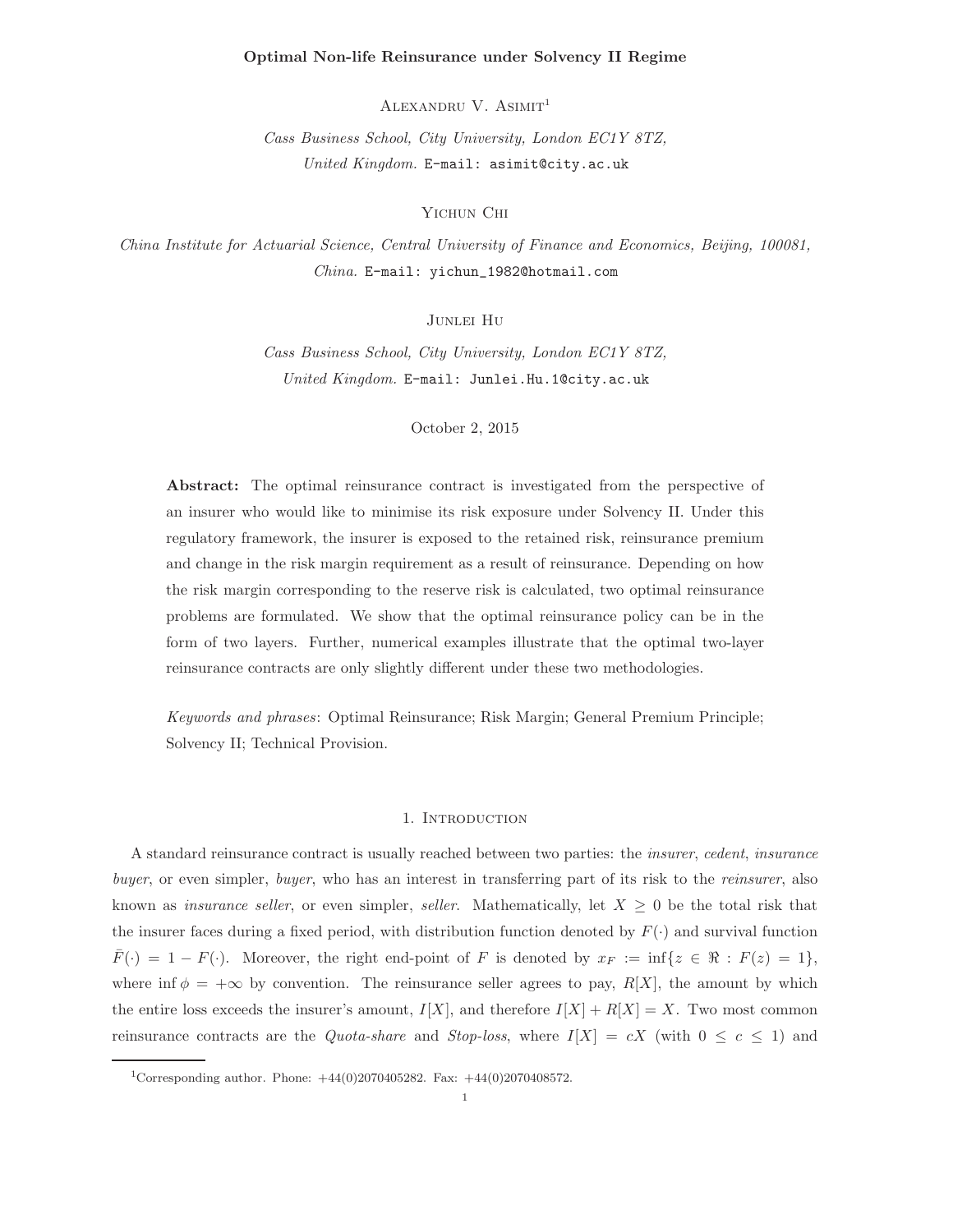**Optimal Non-life Reinsurance under Solvency II Regime**

Alexandru V. Asimit[1]

*Cass Business School, City University, London EC1Y 8TZ, United Kingdom.* E-mail: asimit@city.ac.uk

Yichun Chi

*China Institute for Actuarial Science, Central University of Finance and Economics, Beijing, 100081, China.* E-mail: yichun_1982@hotmail.com

Junlei Hu

*Cass Business School, City University, London EC1Y 8TZ, United Kingdom.* E-mail: Junlei.Hu.1@city.ac.uk

October 2, 2015

**Abstract:** The optimal reinsurance contract is investigated from the perspective of an insurer who would like to minimise its risk exposure under Solvency II. Under this regulatory framework, the insurer is exposed to the retained risk, reinsurance premium and change in the risk margin requirement as a result of reinsurance. Depending on how the risk margin corresponding to the reserve risk is calculated, two optimal reinsurance problems are formulated. We show that the optimal reinsurance policy can be in the form of two layers. Further, numerical examples illustrate that the optimal two-layer reinsurance contracts are only slightly different under these two methodologies.

*Keywords and phrases*: Optimal Reinsurance; Risk Margin; General Premium Principle; Solvency II; Technical Provision.

## 1. Introduction

A standard reinsurance contract is usually reached between two parties: the *insurer*, *cedent*, *insurance buyer*, or even simpler, *buyer*, who has an interest in transferring part of its risk to the *reinsurer*, also known as *insurance seller*, or even simpler, *seller*. Mathematically, let $X \geq 0$ be the total risk that the insurer faces during a fixed period, with distribution function denoted by $F(\cdot)$ and survival function $\bar{F}(\cdot) = 1 - F(\cdot)$. Moreover, the right end-point of $F$ is denoted by $x_F := \inf\{z \in \Re : F(z) = 1\}$, where $\inf \phi = +\infty$ by convention. The reinsurance seller agrees to pay, $R[X]$, the amount by which the entire loss exceeds the insurer's amount, $I[X]$, and therefore $I[X] + R[X] = X$. Two most common reinsurance contracts are the *Quota-share* and *Stop-loss*, where $I[X] = cX$ (with $0 \leq c \leq 1$) and

[1]Corresponding author. Phone: +44(0)2070405282. Fax: +44(0)2070408572.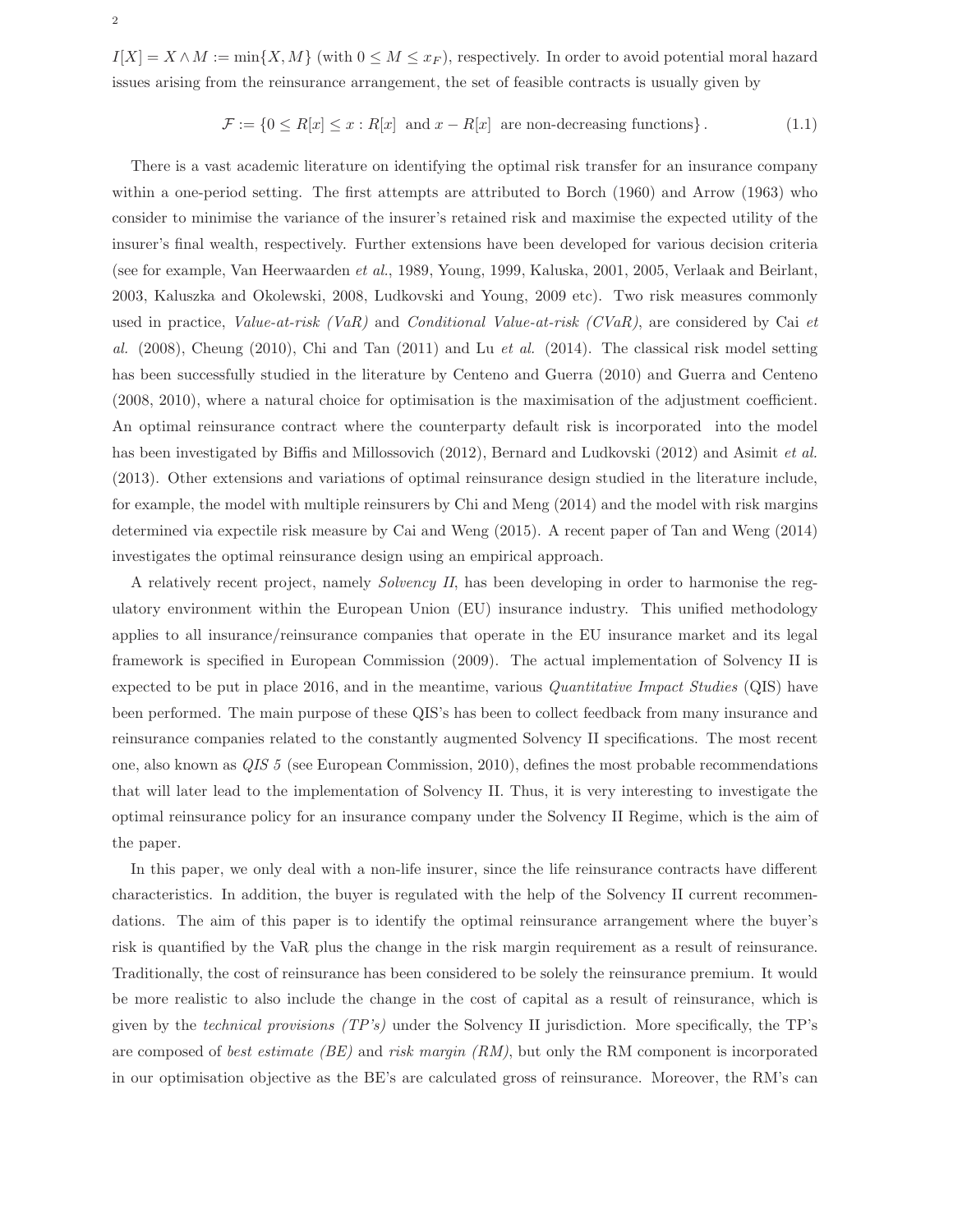$I[X] = X \wedge M := \min\{X, M\}$ (with $0 \leq M \leq x_F$), respectively. In order to avoid potential moral hazard issues arising from the reinsurance arrangement, the set of feasible contracts is usually given by

$$\mathcal{F} := \{0 \leq R[x] \leq x : R[x] \text{ and } x - R[x] \text{ are non-decreasing functions}\}. \tag{1.1}$$

There is a vast academic literature on identifying the optimal risk transfer for an insurance company within a one-period setting. The first attempts are attributed to Borch (1960) and Arrow (1963) who consider to minimise the variance of the insurer's retained risk and maximise the expected utility of the insurer's final wealth, respectively. Further extensions have been developed for various decision criteria (see for example, Van Heerwaarden *et al.*, 1989, Young, 1999, Kaluska, 2001, 2005, Verlaak and Beirlant, 2003, Kaluszka and Okolewski, 2008, Ludkovski and Young, 2009 etc). Two risk measures commonly used in practice, *Value-at-risk (VaR)* and *Conditional Value-at-risk (CVaR)*, are considered by Cai *et al.* (2008), Cheung (2010), Chi and Tan (2011) and Lu *et al.* (2014). The classical risk model setting has been successfully studied in the literature by Centeno and Guerra (2010) and Guerra and Centeno (2008, 2010), where a natural choice for optimisation is the maximisation of the adjustment coefficient. An optimal reinsurance contract where the counterparty default risk is incorporated into the model has been investigated by Biffis and Millossovich (2012), Bernard and Ludkovski (2012) and Asimit *et al.* (2013). Other extensions and variations of optimal reinsurance design studied in the literature include, for example, the model with multiple reinsurers by Chi and Meng (2014) and the model with risk margins determined via expectile risk measure by Cai and Weng (2015). A recent paper of Tan and Weng (2014) investigates the optimal reinsurance design using an empirical approach.

A relatively recent project, namely *Solvency II*, has been developing in order to harmonise the regulatory environment within the European Union (EU) insurance industry. This unified methodology applies to all insurance/reinsurance companies that operate in the EU insurance market and its legal framework is specified in European Commission (2009). The actual implementation of Solvency II is expected to be put in place 2016, and in the meantime, various *Quantitative Impact Studies* (QIS) have been performed. The main purpose of these QIS's has been to collect feedback from many insurance and reinsurance companies related to the constantly augmented Solvency II specifications. The most recent one, also known as *QIS 5* (see European Commission, 2010), defines the most probable recommendations that will later lead to the implementation of Solvency II. Thus, it is very interesting to investigate the optimal reinsurance policy for an insurance company under the Solvency II Regime, which is the aim of the paper.

In this paper, we only deal with a non-life insurer, since the life reinsurance contracts have different characteristics. In addition, the buyer is regulated with the help of the Solvency II current recommendations. The aim of this paper is to identify the optimal reinsurance arrangement where the buyer's risk is quantified by the VaR plus the change in the risk margin requirement as a result of reinsurance. Traditionally, the cost of reinsurance has been considered to be solely the reinsurance premium. It would be more realistic to also include the change in the cost of capital as a result of reinsurance, which is given by the *technical provisions (TP's)* under the Solvency II jurisdiction. More specifically, the TP's are composed of *best estimate (BE)* and *risk margin (RM)*, but only the RM component is incorporated in our optimisation objective as the BE's are calculated gross of reinsurance. Moreover, the RM's can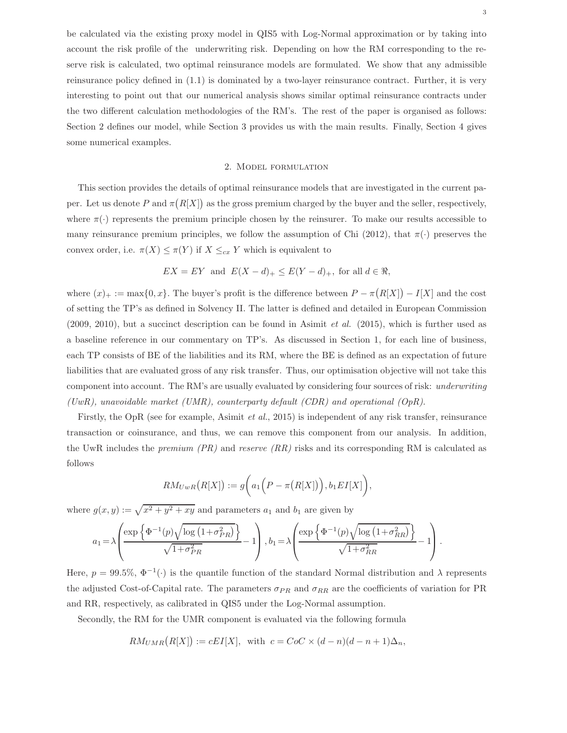be calculated via the existing proxy model in QIS5 with Log-Normal approximation or by taking into account the risk profile of the underwriting risk. Depending on how the RM corresponding to the reserve risk is calculated, two optimal reinsurance models are formulated. We show that any admissible reinsurance policy defined in (1.1) is dominated by a two-layer reinsurance contract. Further, it is very interesting to point out that our numerical analysis shows similar optimal reinsurance contracts under the two different calculation methodologies of the RM's. The rest of the paper is organised as follows: Section 2 defines our model, while Section 3 provides us with the main results. Finally, Section 4 gives some numerical examples.

## 2. Model formulation

This section provides the details of optimal reinsurance models that are investigated in the current paper. Let us denote $P$ and $\pi\big(R[X]\big)$ as the gross premium charged by the buyer and the seller, respectively, where $\pi(\cdot)$ represents the premium principle chosen by the reinsurer. To make our results accessible to many reinsurance premium principles, we follow the assumption of Chi (2012), that $\pi(\cdot)$ preserves the convex order, i.e. $\pi(X) \leq \pi(Y)$ if $X \leq_{cx} Y$ which is equivalent to

$$EX = EY \text{ and } E(X-d)_+ \leq E(Y-d)_+, \text{ for all } d \in \Re,$$

where $(x)_+ := \max\{0, x\}$. The buyer's profit is the difference between $P - \pi\big(R[X]\big) - I[X]$ and the cost of setting the TP's as defined in Solvency II. The latter is defined and detailed in European Commission (2009, 2010), but a succinct description can be found in Asimit *et al.* (2015), which is further used as a baseline reference in our commentary on TP's. As discussed in Section 1, for each line of business, each TP consists of BE of the liabilities and its RM, where the BE is defined as an expectation of future liabilities that are evaluated gross of any risk transfer. Thus, our optimisation objective will not take this component into account. The RM's are usually evaluated by considering four sources of risk: *underwriting (UwR), unavoidable market (UMR), counterparty default (CDR) and operational (OpR).*

Firstly, the OpR (see for example, Asimit *et al.*, 2015) is independent of any risk transfer, reinsurance transaction or coinsurance, and thus, we can remove this component from our analysis. In addition, the UwR includes the *premium (PR)* and *reserve (RR)* risks and its corresponding RM is calculated as follows

$$RM_{UwR}\big(R[X]\big) := g\bigg(a_1\Big(P - \pi\big(R[X]\big)\Big), b_1 EI[X]\bigg),$$

where $g(x, y) := \sqrt{x^2 + y^2 + xy}$ and parameters $a_1$ and $b_1$ are given by

$$a_1 = \lambda\left(\frac{\exp\left\{\Phi^{-1}(p)\sqrt{\log\left(1+\sigma_{PR}^2\right)}\right\}}{\sqrt{1+\sigma_{PR}^2}} - 1\right), b_1 = \lambda\left(\frac{\exp\left\{\Phi^{-1}(p)\sqrt{\log\left(1+\sigma_{RR}^2\right)}\right\}}{\sqrt{1+\sigma_{RR}^2}} - 1\right).$$

Here, $p = 99.5\%$, $\Phi^{-1}(\cdot)$ is the quantile function of the standard Normal distribution and $\lambda$ represents the adjusted Cost-of-Capital rate. The parameters $\sigma_{PR}$ and $\sigma_{RR}$ are the coefficients of variation for PR and RR, respectively, as calibrated in QIS5 under the Log-Normal assumption.

Secondly, the RM for the UMR component is evaluated via the following formula

$$RM_{UMR}\big(R[X]\big) := cEI[X], \text{ with } c = CoC \times (d-n)(d-n+1)\Delta_n,$$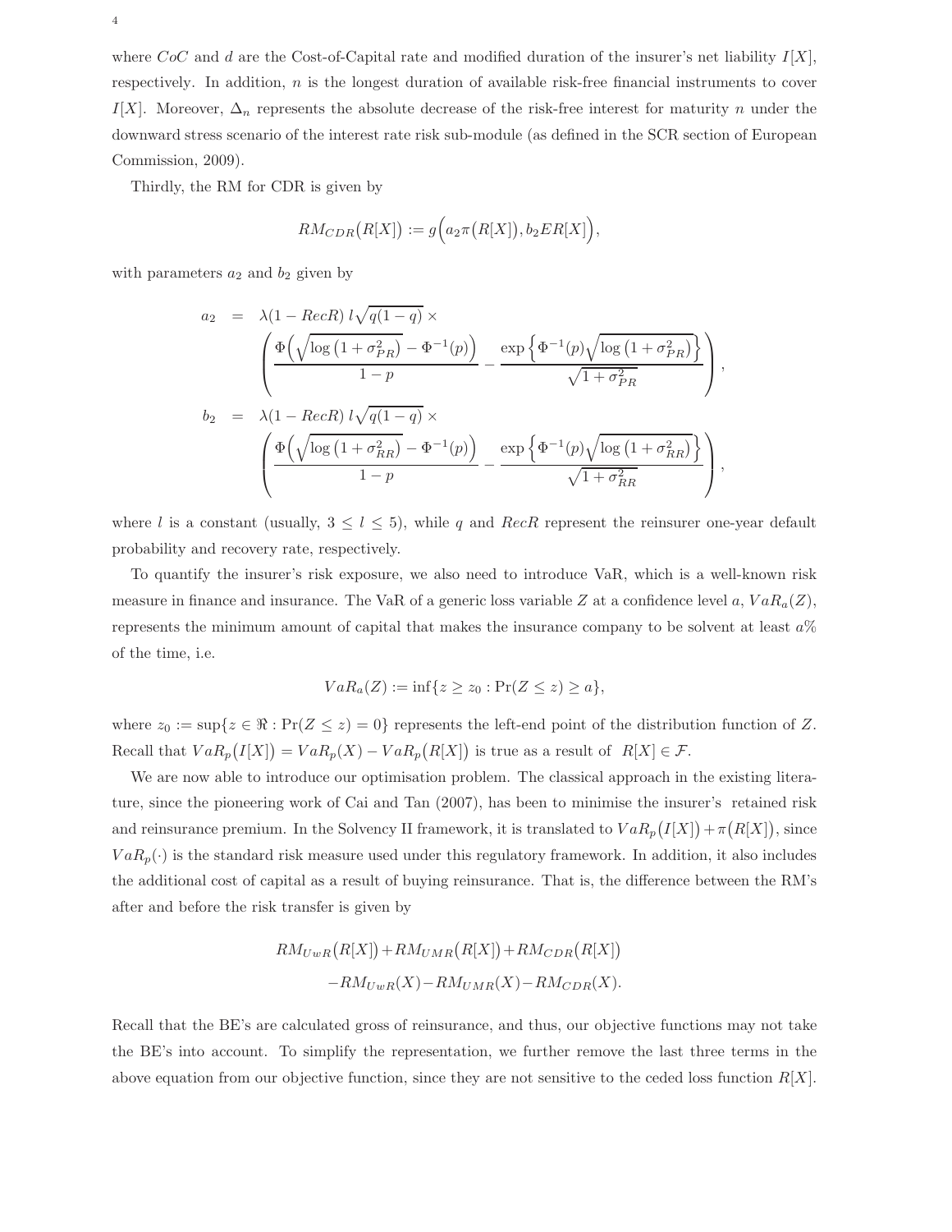where $CoC$ and $d$ are the Cost-of-Capital rate and modified duration of the insurer's net liability $I[X]$, respectively. In addition, $n$ is the longest duration of available risk-free financial instruments to cover $I[X]$. Moreover, $\Delta_n$ represents the absolute decrease of the risk-free interest for maturity $n$ under the downward stress scenario of the interest rate risk sub-module (as defined in the SCR section of European Commission, 2009).

Thirdly, the RM for CDR is given by

$$RM_{CDR}\big(R[X]\big) := g\Big(a_2\pi\big(R[X]\big), b_2 ER[X]\Big),$$

with parameters $a_2$ and $b_2$ given by

$$\begin{aligned}
a_2 &= \lambda(1-RecR)\, l\sqrt{q(1-q)} \times \\
&\quad \left(\frac{\Phi\Big(\sqrt{\log\left(1+\sigma_{PR}^2\right)}-\Phi^{-1}(p)\Big)}{1-p} - \frac{\exp\left\{\Phi^{-1}(p)\sqrt{\log\left(1+\sigma_{PR}^2\right)}\right\}}{\sqrt{1+\sigma_{PR}^2}}\right), \\
b_2 &= \lambda(1-RecR)\, l\sqrt{q(1-q)} \times \\
&\quad \left(\frac{\Phi\Big(\sqrt{\log\left(1+\sigma_{RR}^2\right)}-\Phi^{-1}(p)\Big)}{1-p} - \frac{\exp\left\{\Phi^{-1}(p)\sqrt{\log\left(1+\sigma_{RR}^2\right)}\right\}}{\sqrt{1+\sigma_{RR}^2}}\right),
\end{aligned}$$

where $l$ is a constant (usually, $3 \leq l \leq 5$), while $q$ and $RecR$ represent the reinsurer one-year default probability and recovery rate, respectively.

To quantify the insurer's risk exposure, we also need to introduce VaR, which is a well-known risk measure in finance and insurance. The VaR of a generic loss variable $Z$ at a confidence level $a$, $VaR_a(Z)$, represents the minimum amount of capital that makes the insurance company to be solvent at least $a\%$ of the time, i.e.

$$VaR_a(Z) := \inf\{z \geq z_0 : \Pr(Z \leq z) \geq a\},$$

where $z_0 := \sup\{z \in \Re : \Pr(Z \leq z) = 0\}$ represents the left-end point of the distribution function of $Z$. Recall that $VaR_p\big(I[X]\big) = VaR_p(X) - VaR_p\big(R[X]\big)$ is true as a result of $R[X] \in \mathcal{F}$.

We are now able to introduce our optimisation problem. The classical approach in the existing literature, since the pioneering work of Cai and Tan (2007), has been to minimise the insurer's retained risk and reinsurance premium. In the Solvency II framework, it is translated to $VaR_p\big(I[X]\big) + \pi\big(R[X]\big)$, since $VaR_p(\cdot)$ is the standard risk measure used under this regulatory framework. In addition, it also includes the additional cost of capital as a result of buying reinsurance. That is, the difference between the RM's after and before the risk transfer is given by

$$\begin{aligned}
&RM_{UwR}\big(R[X]\big) + RM_{UMR}\big(R[X]\big) + RM_{CDR}\big(R[X]\big) \\
&\quad - RM_{UwR}(X) - RM_{UMR}(X) - RM_{CDR}(X).
\end{aligned}$$

Recall that the BE's are calculated gross of reinsurance, and thus, our objective functions may not take the BE's into account. To simplify the representation, we further remove the last three terms in the above equation from our objective function, since they are not sensitive to the ceded loss function $R[X]$.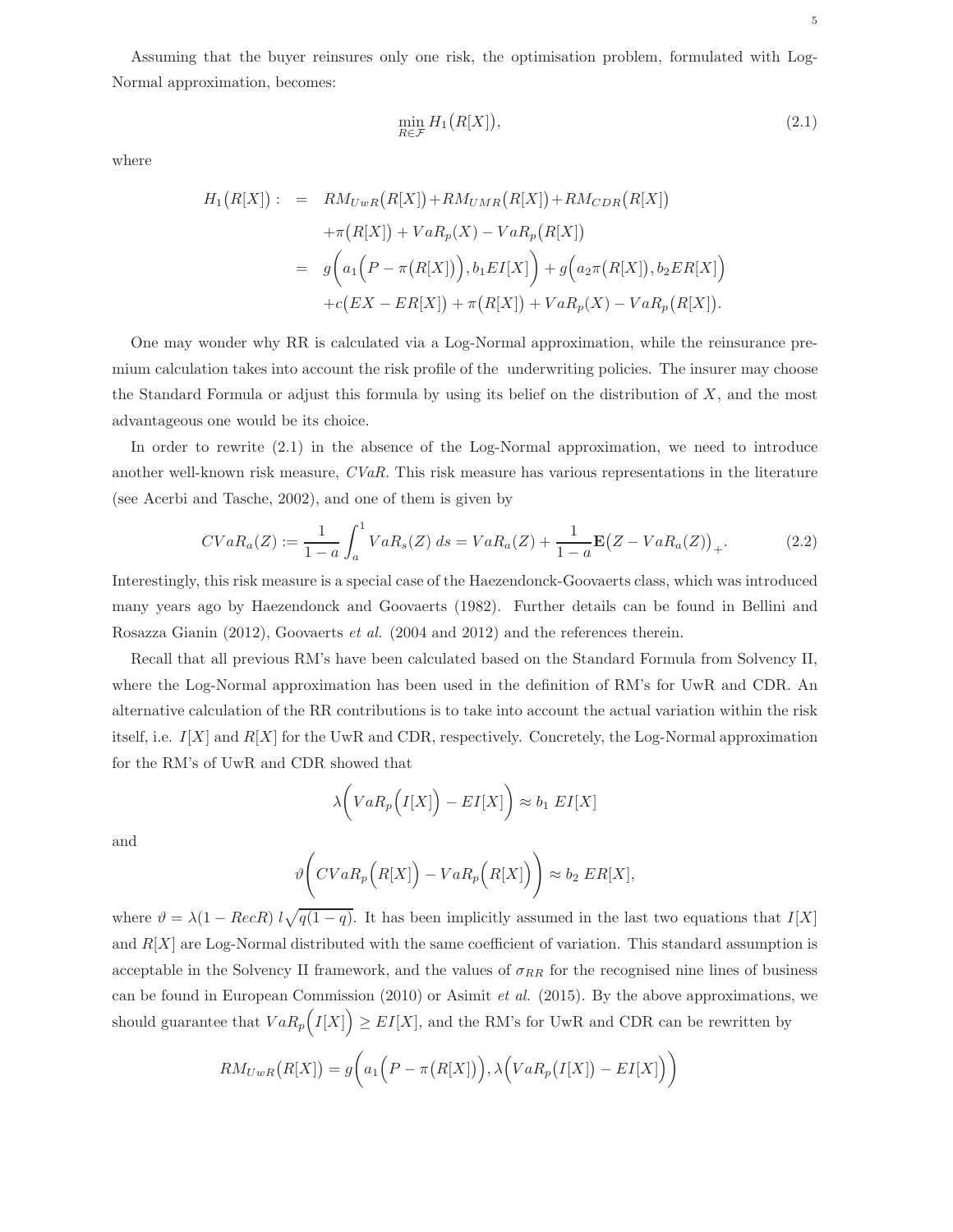Assuming that the buyer reinsures only one risk, the optimisation problem, formulated with Log-Normal approximation, becomes:

$$\min_{R\in\mathcal{F}} H_1\big(R[X]\big), \tag{2.1}$$

where

$$\begin{aligned} H_1\big(R[X]\big) :&= RM_{UwR}\big(R[X]\big)+RM_{UMR}\big(R[X]\big)+RM_{CDR}\big(R[X]\big) \\ &\quad +\pi\big(R[X]\big) + VaR_p(X) - VaR_p\big(R[X]\big) \\ &= g\Big(a_1\Big(P-\pi\big(R[X]\big)\Big), b_1 EI[X]\Big) + g\Big(a_2\pi\big(R[X]\big), b_2 ER[X]\Big) \\ &\quad +c\big(EX - ER[X]\big) + \pi\big(R[X]\big) + VaR_p(X) - VaR_p\big(R[X]\big). \end{aligned}$$

One may wonder why RR is calculated via a Log-Normal approximation, while the reinsurance premium calculation takes into account the risk profile of the underwriting policies. The insurer may choose the Standard Formula or adjust this formula by using its belief on the distribution of $X$, and the most advantageous one would be its choice.

In order to rewrite (2.1) in the absence of the Log-Normal approximation, we need to introduce another well-known risk measure, *CVaR*. This risk measure has various representations in the literature (see Acerbi and Tasche, 2002), and one of them is given by

$$CVaR_a(Z) := \frac{1}{1-a}\int_a^1 VaR_s(Z)\, ds = VaR_a(Z) + \frac{1}{1-a}\mathbf{E}\big(Z - VaR_a(Z)\big)_+. \tag{2.2}$$

Interestingly, this risk measure is a special case of the Haezendonck-Goovaerts class, which was introduced many years ago by Haezendonck and Goovaerts (1982). Further details can be found in Bellini and Rosazza Gianin (2012), Goovaerts *et al.* (2004 and 2012) and the references therein.

Recall that all previous RM's have been calculated based on the Standard Formula from Solvency II, where the Log-Normal approximation has been used in the definition of RM's for UwR and CDR. An alternative calculation of the RR contributions is to take into account the actual variation within the risk itself, i.e. $I[X]$ and $R[X]$ for the UwR and CDR, respectively. Concretely, the Log-Normal approximation for the RM's of UwR and CDR showed that

$$\lambda\Big(VaR_p\Big(I[X]\Big) - EI[X]\Big) \approx b_1\ EI[X]$$

and

$$\vartheta\Big(CVaR_p\Big(R[X]\Big) - VaR_p\Big(R[X]\Big)\Big) \approx b_2\ ER[X],$$

where $\vartheta = \lambda(1-RecR)\ l\sqrt{q(1-q)}$. It has been implicitly assumed in the last two equations that $I[X]$ and $R[X]$ are Log-Normal distributed with the same coefficient of variation. This standard assumption is acceptable in the Solvency II framework, and the values of $\sigma_{RR}$ for the recognised nine lines of business can be found in European Commission (2010) or Asimit *et al.* (2015). By the above approximations, we should guarantee that $VaR_p\Big(I[X]\Big) \geq EI[X]$, and the RM's for UwR and CDR can be rewritten by

$$RM_{UwR}\big(R[X]\big) = g\Big(a_1\Big(P-\pi\big(R[X]\big)\Big), \lambda\Big(VaR_p\big(I[X]\big) - EI[X]\Big)\Big)$$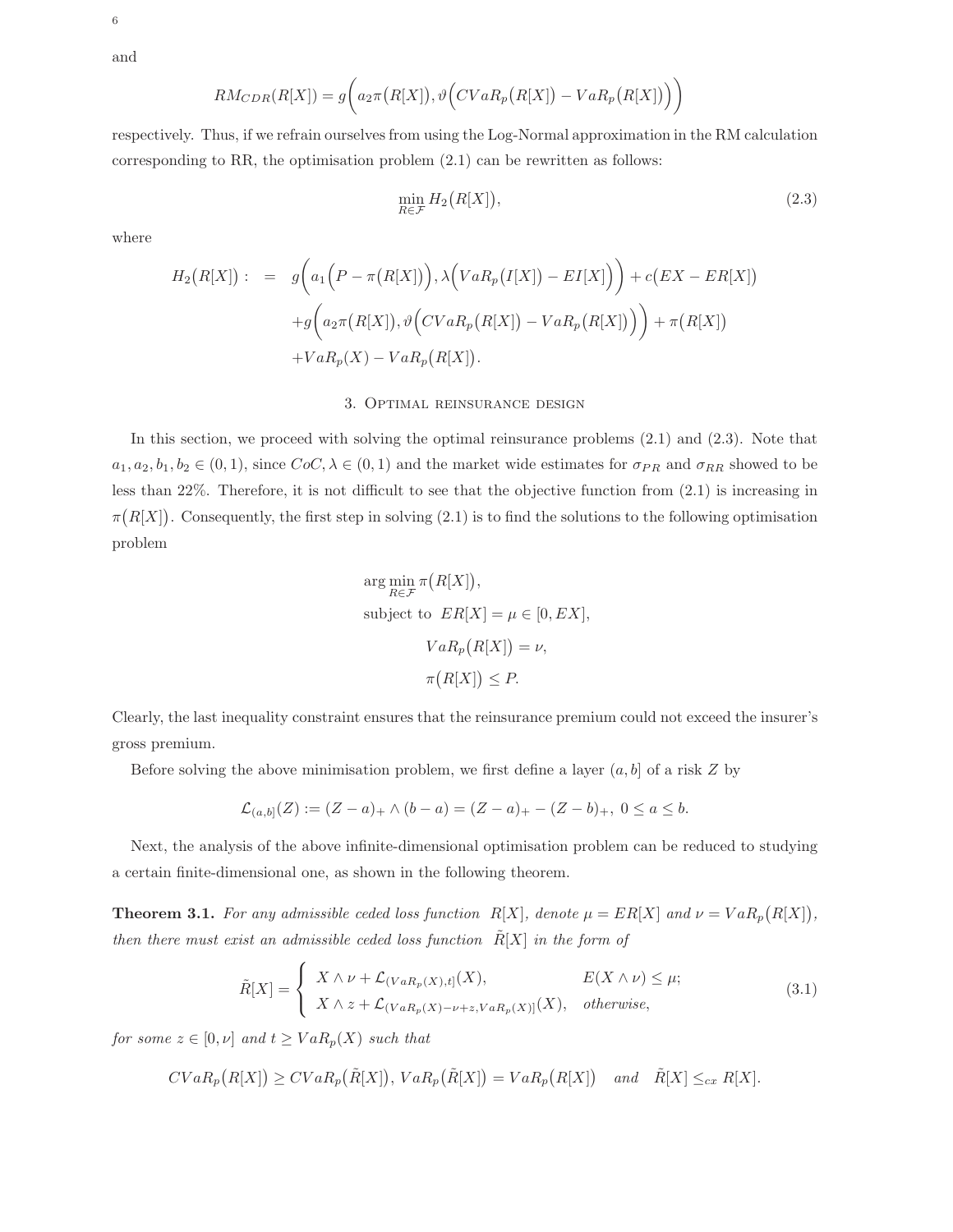and

$$RM_{CDR}(R[X]) = g\Big(a_2\pi\big(R[X]\big), \vartheta\Big(CVaR_p\big(R[X]\big) - VaR_p\big(R[X]\big)\Big)\Big)$$

respectively. Thus, if we refrain ourselves from using the Log-Normal approximation in the RM calculation corresponding to RR, the optimisation problem (2.1) can be rewritten as follows:

$$\min_{R\in\mathcal{F}} H_2\big(R[X]\big), \tag{2.3}$$

where

$$\begin{aligned} H_2\big(R[X]\big) := \quad & g\Big(a_1\Big(P - \pi\big(R[X]\big)\Big), \lambda\Big(VaR_p\big(I[X]\big) - EI[X]\Big)\Big) + c\big(EX - ER[X]\big) \\ & + g\Big(a_2\pi\big(R[X]\big), \vartheta\Big(CVaR_p\big(R[X]\big) - VaR_p\big(R[X]\big)\Big)\Big) + \pi\big(R[X]\big) \\ & + VaR_p(X) - VaR_p\big(R[X]\big). \end{aligned}$$

## 3. Optimal reinsurance design

In this section, we proceed with solving the optimal reinsurance problems (2.1) and (2.3). Note that $a_1, a_2, b_1, b_2 \in (0,1)$, since $CoC, \lambda \in (0,1)$ and the market wide estimates for $\sigma_{PR}$ and $\sigma_{RR}$ showed to be less than 22%. Therefore, it is not difficult to see that the objective function from (2.1) is increasing in $\pi\big(R[X]\big)$. Consequently, the first step in solving (2.1) is to find the solutions to the following optimisation problem

$$\begin{aligned} &\arg\min_{R\in\mathcal{F}} \pi\big(R[X]\big), \\ &\text{subject to } \; ER[X] = \mu \in [0, EX], \\ &\qquad\qquad VaR_p\big(R[X]\big) = \nu, \\ &\qquad\qquad \pi\big(R[X]\big) \le P. \end{aligned}$$

Clearly, the last inequality constraint ensures that the reinsurance premium could not exceed the insurer's gross premium.

Before solving the above minimisation problem, we first define a layer $(a, b]$ of a risk $Z$ by

$$\mathcal{L}_{(a,b]}(Z) := (Z-a)_+ \wedge (b-a) = (Z-a)_+ - (Z-b)_+, \; 0 \le a \le b.$$

Next, the analysis of the above infinite-dimensional optimisation problem can be reduced to studying a certain finite-dimensional one, as shown in the following theorem.

**Theorem 3.1.** *For any admissible ceded loss function* $R[X]$*, denote* $\mu = ER[X]$ *and* $\nu = VaR_p\big(R[X]\big)$*, then there must exist an admissible ceded loss function* $\tilde{R}[X]$ *in the form of*

$$\tilde{R}[X] = \begin{cases} X \wedge \nu + \mathcal{L}_{(VaR_p(X), t]}(X), & E(X \wedge \nu) \le \mu; \\ X \wedge z + \mathcal{L}_{(VaR_p(X) - \nu + z, VaR_p(X)]}(X), & \textit{otherwise}, \end{cases} \tag{3.1}$$

*for some* $z \in [0, \nu]$ *and* $t \ge VaR_p(X)$ *such that*

$$CVaR_p\big(R[X]\big) \ge CVaR_p\big(\tilde{R}[X]\big), \; VaR_p\big(\tilde{R}[X]\big) = VaR_p\big(R[X]\big) \quad \textit{and} \quad \tilde{R}[X] \le_{cx} R[X].$$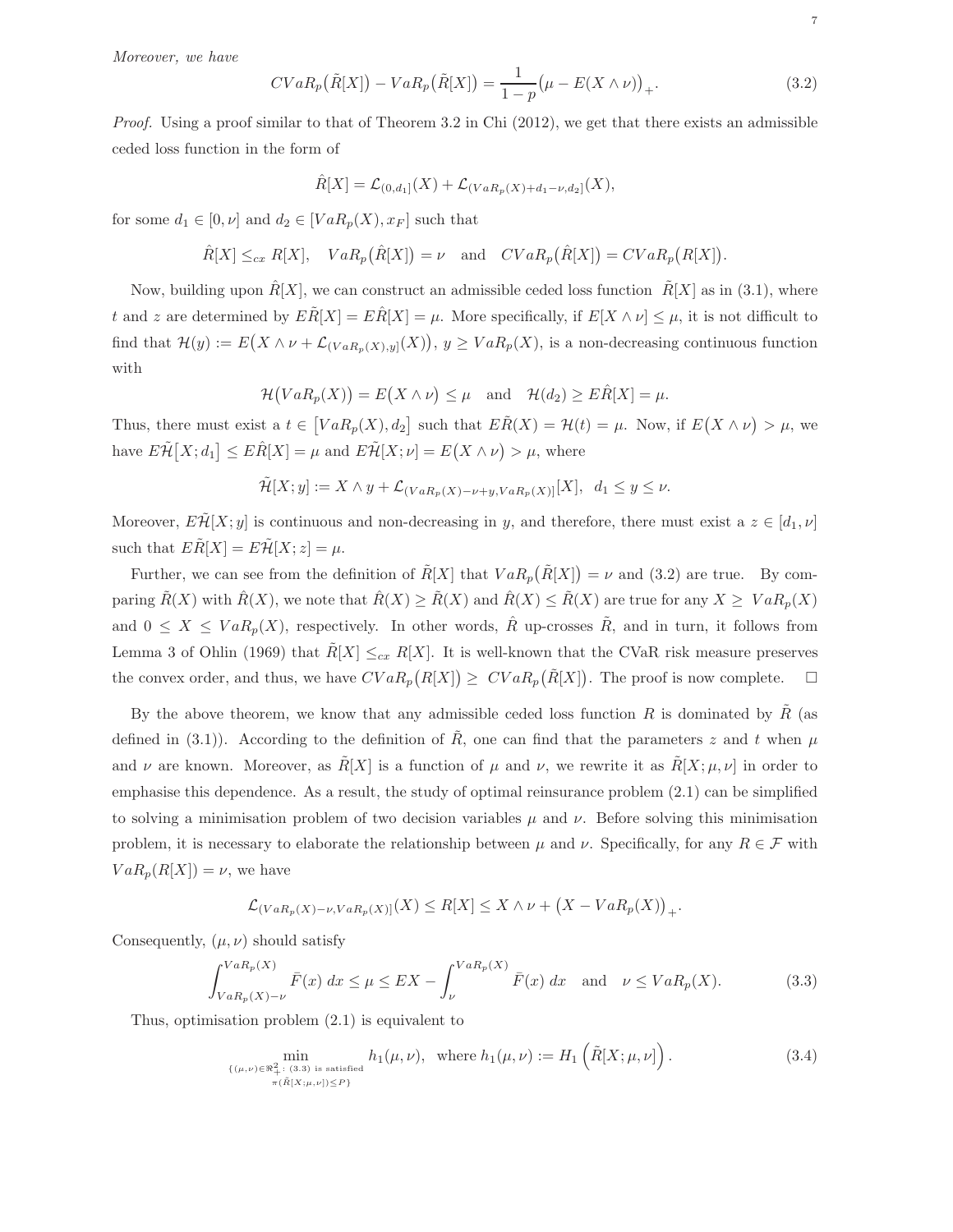*Moreover, we have*

$$CVaR_p\big(\tilde{R}[X]\big) - VaR_p\big(\tilde{R}[X]\big) = \frac{1}{1-p}\big(\mu - E(X\wedge\nu)\big)_+. \tag{3.2}$$

*Proof.* Using a proof similar to that of Theorem 3.2 in Chi (2012), we get that there exists an admissible ceded loss function in the form of

$$\hat{R}[X] = \mathcal{L}_{(0,d_1]}(X) + \mathcal{L}_{(VaR_p(X)+d_1-\nu,d_2]}(X),$$

for some $d_1 \in [0,\nu]$ and $d_2 \in [VaR_p(X), x_F]$ such that

$$\hat{R}[X] \leq_{cx} R[X], \quad VaR_p\big(\hat{R}[X]\big) = \nu \quad \text{and} \quad CVaR_p\big(\hat{R}[X]\big) = CVaR_p\big(R[X]\big).$$

Now, building upon $\hat{R}[X]$, we can construct an admissible ceded loss function $\tilde{R}[X]$ as in (3.1), where $t$ and $z$ are determined by $E\tilde{R}[X] = E\hat{R}[X] = \mu$. More specifically, if $E[X\wedge\nu] \leq \mu$, it is not difficult to find that $\mathcal{H}(y) := E\big(X\wedge\nu + \mathcal{L}_{(VaR_p(X),y]}(X)\big)$, $y \geq VaR_p(X)$, is a non-decreasing continuous function with

$$\mathcal{H}\big(VaR_p(X)\big) = E\big(X\wedge\nu\big) \leq \mu \quad \text{and} \quad \mathcal{H}(d_2) \geq E\hat{R}[X] = \mu.$$

Thus, there must exist a $t \in \big[VaR_p(X), d_2\big]$ such that $E\tilde{R}(X) = \mathcal{H}(t) = \mu$. Now, if $E\big(X\wedge\nu\big) > \mu$, we have $E\tilde{\mathcal{H}}\big[X;d_1\big] \leq E\hat{R}[X] = \mu$ and $E\tilde{\mathcal{H}}[X;\nu] = E\big(X\wedge\nu\big) > \mu$, where

$$\tilde{\mathcal{H}}[X;y] := X\wedge y + \mathcal{L}_{(VaR_p(X)-\nu+y,VaR_p(X)]}[X], \;\; d_1 \leq y \leq \nu.$$

Moreover, $E\tilde{\mathcal{H}}[X;y]$ is continuous and non-decreasing in $y$, and therefore, there must exist a $z \in [d_1,\nu]$ such that $E\tilde{R}[X] = E\tilde{\mathcal{H}}[X;z] = \mu$.

Further, we can see from the definition of $\tilde{R}[X]$ that $VaR_p\big(\tilde{R}[X]\big) = \nu$ and (3.2) are true. By comparing $\tilde{R}(X)$ with $\hat{R}(X)$, we note that $\hat{R}(X) \geq \tilde{R}(X)$ and $\hat{R}(X) \leq \tilde{R}(X)$ are true for any $X \geq VaR_p(X)$ and $0 \leq X \leq VaR_p(X)$, respectively. In other words, $\hat{R}$ up-crosses $\tilde{R}$, and in turn, it follows from Lemma 3 of Ohlin (1969) that $\tilde{R}[X] \leq_{cx} R[X]$. It is well-known that the CVaR risk measure preserves the convex order, and thus, we have $CVaR_p\big(R[X]\big) \geq CVaR_p\big(\tilde{R}[X]\big)$. The proof is now complete. $\square$

By the above theorem, we know that any admissible ceded loss function $R$ is dominated by $\tilde{R}$ (as defined in (3.1)). According to the definition of $\tilde{R}$, one can find that the parameters $z$ and $t$ when $\mu$ and $\nu$ are known. Moreover, as $\tilde{R}[X]$ is a function of $\mu$ and $\nu$, we rewrite it as $\tilde{R}[X;\mu,\nu]$ in order to emphasise this dependence. As a result, the study of optimal reinsurance problem (2.1) can be simplified to solving a minimisation problem of two decision variables $\mu$ and $\nu$. Before solving this minimisation problem, it is necessary to elaborate the relationship between $\mu$ and $\nu$. Specifically, for any $R \in \mathcal{F}$ with $VaR_p(R[X]) = \nu$, we have

$$\mathcal{L}_{(VaR_p(X)-\nu,VaR_p(X)]}(X) \leq R[X] \leq X\wedge\nu + \big(X - VaR_p(X)\big)_+.$$

Consequently, $(\mu,\nu)$ should satisfy

$$\int_{VaR_p(X)-\nu}^{VaR_p(X)} \bar{F}(x)\,dx \leq \mu \leq EX - \int_{\nu}^{VaR_p(X)} \bar{F}(x)\,dx \quad \text{and} \quad \nu \leq VaR_p(X). \tag{3.3}$$

Thus, optimisation problem (2.1) is equivalent to

$$\min_{\substack{\{(\mu,\nu)\in\Re_+^2:\ (3.3)\ \text{is satisfied} \\ \pi(\tilde{R}[X;\mu,\nu])\leq P\}}} h_1(\mu,\nu), \;\; \text{where } h_1(\mu,\nu) := H_1\left(\tilde{R}[X;\mu,\nu]\right). \tag{3.4}$$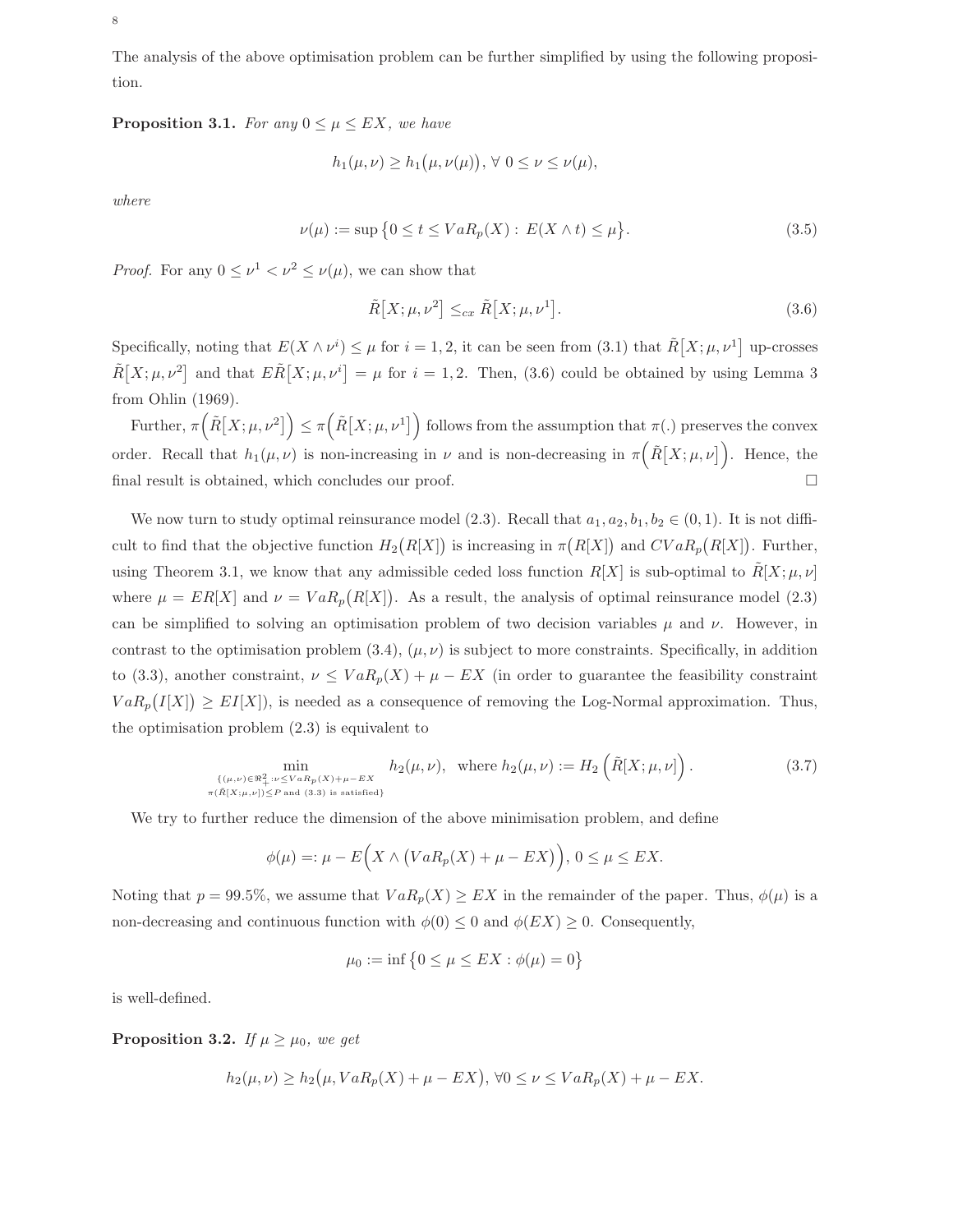The analysis of the above optimisation problem can be further simplified by using the following proposition.

**Proposition 3.1.** *For any $0 \le \mu \le EX$, we have*

$$h_1(\mu, \nu) \ge h_1\big(\mu, \nu(\mu)\big), \; \forall \; 0 \le \nu \le \nu(\mu),$$

*where*

$$\nu(\mu) := \sup\big\{0 \le t \le VaR_p(X) : \; E(X \wedge t) \le \mu\big\}. \tag{3.5}$$

*Proof.* For any $0 \le \nu^1 < \nu^2 \le \nu(\mu)$, we can show that

$$\tilde{R}\big[X; \mu, \nu^2\big] \le_{cx} \tilde{R}\big[X; \mu, \nu^1\big]. \tag{3.6}$$

Specifically, noting that $E(X \wedge \nu^i) \le \mu$ for $i = 1, 2$, it can be seen from (3.1) that $\tilde{R}\big[X; \mu, \nu^1\big]$ up-crosses $\tilde{R}\big[X; \mu, \nu^2\big]$ and that $E\tilde{R}\big[X; \mu, \nu^i\big] = \mu$ for $i = 1, 2$. Then, (3.6) could be obtained by using Lemma 3 from Ohlin (1969).

Further, $\pi\Big(\tilde{R}\big[X; \mu, \nu^2\big]\Big) \le \pi\Big(\tilde{R}\big[X; \mu, \nu^1\big]\Big)$ follows from the assumption that $\pi(.)$ preserves the convex order. Recall that $h_1(\mu, \nu)$ is non-increasing in $\nu$ and is non-decreasing in $\pi\Big(\tilde{R}\big[X; \mu, \nu\big]\Big)$. Hence, the final result is obtained, which concludes our proof. $\square$

We now turn to study optimal reinsurance model (2.3). Recall that $a_1, a_2, b_1, b_2 \in (0, 1)$. It is not difficult to find that the objective function $H_2\big(R[X]\big)$ is increasing in $\pi\big(R[X]\big)$ and $CVaR_p\big(R[X]\big)$. Further, using Theorem 3.1, we know that any admissible ceded loss function $R[X]$ is sub-optimal to $\tilde{R}[X; \mu, \nu]$ where $\mu = ER[X]$ and $\nu = VaR_p\big(R[X]\big)$. As a result, the analysis of optimal reinsurance model (2.3) can be simplified to solving an optimisation problem of two decision variables $\mu$ and $\nu$. However, in contrast to the optimisation problem (3.4), $(\mu, \nu)$ is subject to more constraints. Specifically, in addition to (3.3), another constraint, $\nu \le VaR_p(X) + \mu - EX$ (in order to guarantee the feasibility constraint $VaR_p\big(I[X]\big) \ge EI[X]$), is needed as a consequence of removing the Log-Normal approximation. Thus, the optimisation problem (2.3) is equivalent to

$$\min_{\substack{\{(\mu,\nu)\in\Re_+^2 : \nu \le VaR_p(X)+\mu-EX \\ \pi(\tilde{R}[X;\mu,\nu]) \le P \text{ and } (3.3) \text{ is satisfied}\}}} h_2(\mu, \nu), \quad \text{where } h_2(\mu, \nu) := H_2\left(\tilde{R}[X; \mu, \nu]\right). \tag{3.7}$$

We try to further reduce the dimension of the above minimisation problem, and define

$$\phi(\mu) =: \mu - E\Big(X \wedge \big(VaR_p(X) + \mu - EX\big)\Big), \; 0 \le \mu \le EX.$$

Noting that $p = 99.5\%$, we assume that $VaR_p(X) \ge EX$ in the remainder of the paper. Thus, $\phi(\mu)$ is a non-decreasing and continuous function with $\phi(0) \le 0$ and $\phi(EX) \ge 0$. Consequently,

$$\mu_0 := \inf\big\{0 \le \mu \le EX : \phi(\mu) = 0\big\}$$

is well-defined.

**Proposition 3.2.** *If $\mu \ge \mu_0$, we get*

$$h_2(\mu, \nu) \ge h_2\big(\mu, VaR_p(X) + \mu - EX\big), \forall 0 \le \nu \le VaR_p(X) + \mu - EX.$$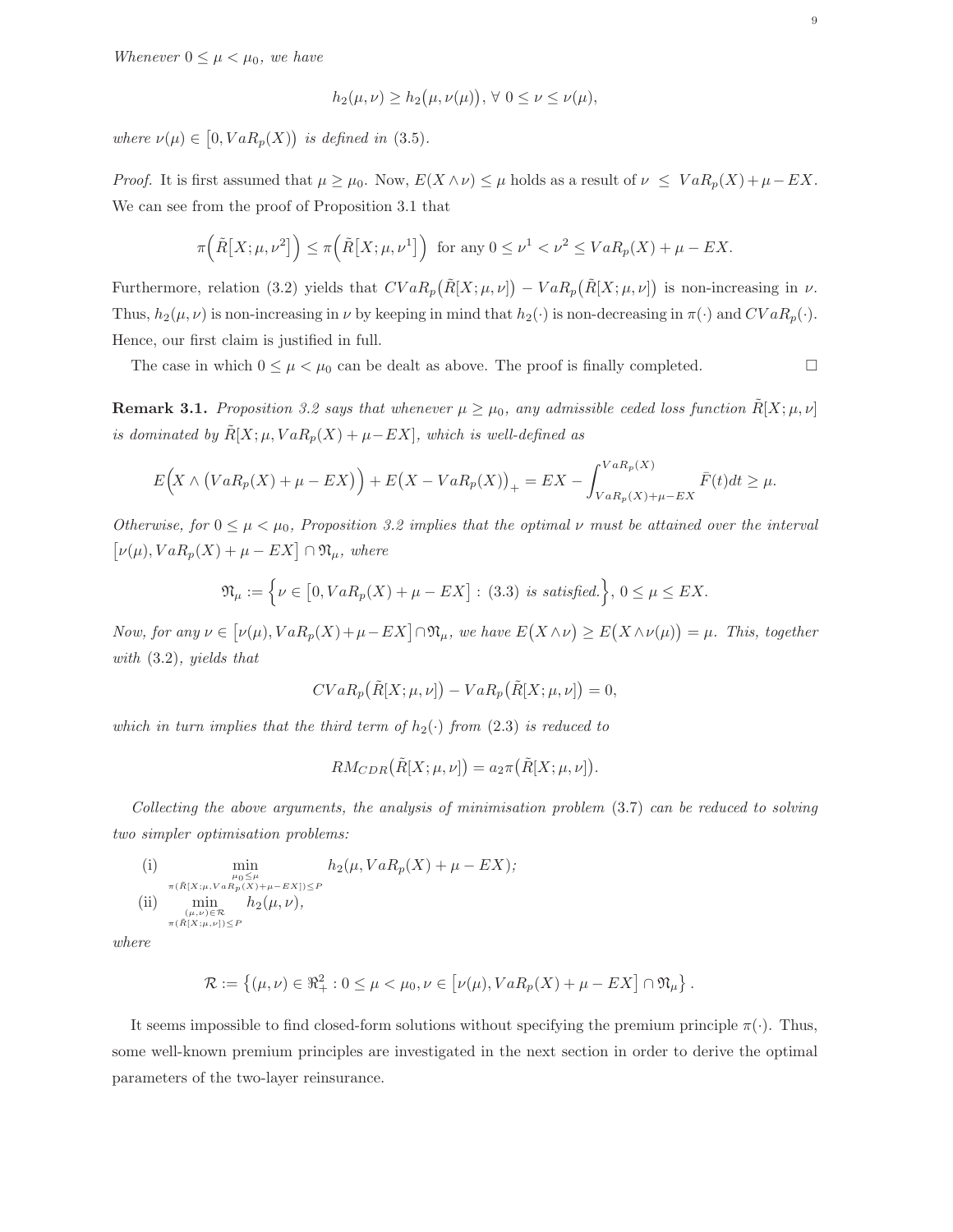*Whenever $0 \le \mu < \mu_0$, we have*

$$h_2(\mu,\nu) \ge h_2\big(\mu,\nu(\mu)\big),\ \forall\ 0 \le \nu \le \nu(\mu),$$

*where $\nu(\mu) \in \big[0, VaR_p(X)\big)$ is defined in* (3.5).

*Proof.* It is first assumed that $\mu \ge \mu_0$. Now, $E(X \wedge \nu) \le \mu$ holds as a result of $\nu \le VaR_p(X) + \mu - EX$. We can see from the proof of Proposition 3.1 that

$$\pi\Big(\tilde{R}\big[X;\mu,\nu^2\big]\Big) \le \pi\Big(\tilde{R}\big[X;\mu,\nu^1\big]\Big) \ \text{ for any } 0 \le \nu^1 < \nu^2 \le VaR_p(X) + \mu - EX.$$

Furthermore, relation (3.2) yields that $CVaR_p\big(\tilde{R}[X;\mu,\nu]\big) - VaR_p\big(\tilde{R}[X;\mu,\nu]\big)$ is non-increasing in $\nu$. Thus, $h_2(\mu,\nu)$ is non-increasing in $\nu$ by keeping in mind that $h_2(\cdot)$ is non-decreasing in $\pi(\cdot)$ and $CVaR_p(\cdot)$. Hence, our first claim is justified in full.

The case in which $0 \le \mu < \mu_0$ can be dealt as above. The proof is finally completed. $\square$

**Remark 3.1.** *Proposition 3.2 says that whenever $\mu \ge \mu_0$, any admissible ceded loss function $\tilde{R}[X;\mu,\nu]$ is dominated by $\tilde{R}[X;\mu, VaR_p(X)+\mu-EX]$, which is well-defined as*

$$E\Big(X \wedge \big(VaR_p(X) + \mu - EX\big)\Big) + E\big(X - VaR_p(X)\big)_+ = EX - \int_{VaR_p(X)+\mu-EX}^{VaR_p(X)} \bar{F}(t)dt \ge \mu.$$

*Otherwise, for $0 \le \mu < \mu_0$, Proposition 3.2 implies that the optimal $\nu$ must be attained over the interval $\big[\nu(\mu), VaR_p(X) + \mu - EX\big] \cap \mathfrak{N}_\mu$, where*

$$\mathfrak{N}_\mu := \Big\{\nu \in \big[0, VaR_p(X) + \mu - EX\big] : (3.3) \text{ is satisfied.}\Big\},\ 0 \le \mu \le EX.$$

*Now, for any $\nu \in \big[\nu(\mu), VaR_p(X)+\mu-EX\big] \cap \mathfrak{N}_\mu$, we have $E\big(X \wedge \nu\big) \ge E\big(X \wedge \nu(\mu)\big) = \mu$. This, together with* (3.2), *yields that*

$$CVaR_p\big(\tilde{R}[X;\mu,\nu]\big) - VaR_p\big(\tilde{R}[X;\mu,\nu]\big) = 0,$$

*which in turn implies that the third term of $h_2(\cdot)$ from* (2.3) *is reduced to*

$$RM_{CDR}\big(\tilde{R}[X;\mu,\nu]\big) = a_2 \pi\big(\tilde{R}[X;\mu,\nu]\big).$$

*Collecting the above arguments, the analysis of minimisation problem* (3.7) *can be reduced to solving two simpler optimisation problems:*

$$\text{(i)} \quad \min_{\substack{\mu_0 \le \mu \\ \pi(\tilde{R}[X;\mu,VaR_p(X)+\mu-EX]) \le P}} h_2(\mu, VaR_p(X) + \mu - EX);$$

$$\text{(ii)} \quad \min_{\substack{(\mu,\nu)\in\mathcal{R} \\ \pi(\tilde{R}[X;\mu,\nu]) \le P}} h_2(\mu,\nu),$$

*where*

$$\mathcal{R} := \big\{(\mu,\nu) \in \Re_+^2 : 0 \le \mu < \mu_0, \nu \in \big[\nu(\mu), VaR_p(X) + \mu - EX\big] \cap \mathfrak{N}_\mu\big\}.$$

It seems impossible to find closed-form solutions without specifying the premium principle $\pi(\cdot)$. Thus, some well-known premium principles are investigated in the next section in order to derive the optimal parameters of the two-layer reinsurance.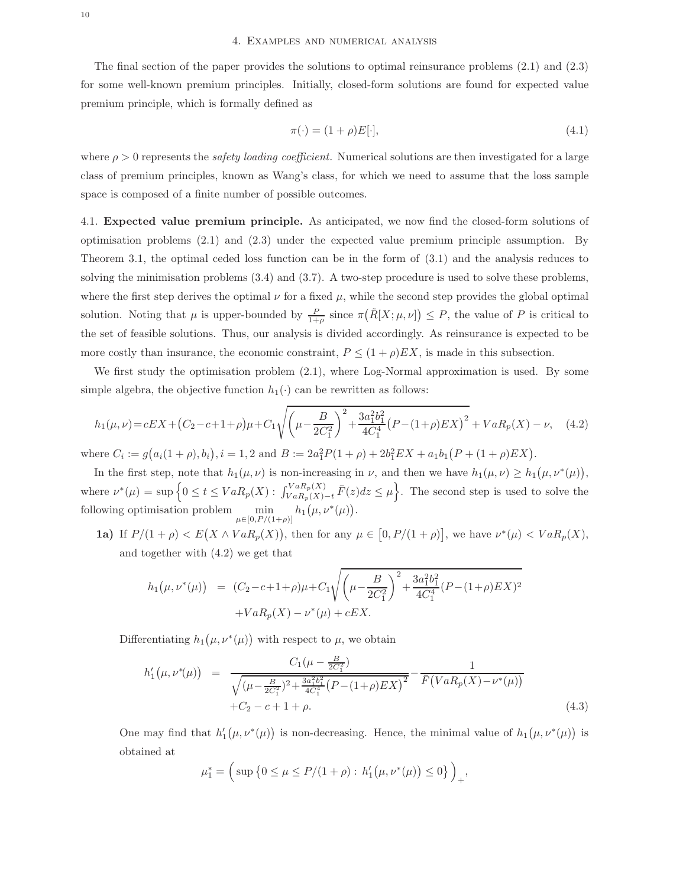## 4. Examples and numerical analysis

The final section of the paper provides the solutions to optimal reinsurance problems (2.1) and (2.3) for some well-known premium principles. Initially, closed-form solutions are found for expected value premium principle, which is formally defined as

$$\pi(\cdot) = (1+\rho)E[\cdot], \tag{4.1}$$

where $\rho > 0$ represents the *safety loading coefficient*. Numerical solutions are then investigated for a large class of premium principles, known as Wang's class, for which we need to assume that the loss sample space is composed of a finite number of possible outcomes.

4.1. **Expected value premium principle.** As anticipated, we now find the closed-form solutions of optimisation problems (2.1) and (2.3) under the expected value premium principle assumption. By Theorem 3.1, the optimal ceded loss function can be in the form of (3.1) and the analysis reduces to solving the minimisation problems (3.4) and (3.7). A two-step procedure is used to solve these problems, where the first step derives the optimal $\nu$ for a fixed $\mu$, while the second step provides the global optimal solution. Noting that $\mu$ is upper-bounded by $\frac{P}{1+\rho}$ since $\pi\big(\tilde{R}[X;\mu,\nu]\big) \leq P$, the value of $P$ is critical to the set of feasible solutions. Thus, our analysis is divided accordingly. As reinsurance is expected to be more costly than insurance, the economic constraint, $P \leq (1+\rho)EX$, is made in this subsection.

We first study the optimisation problem (2.1), where Log-Normal approximation is used. By some simple algebra, the objective function $h_1(\cdot)$ can be rewritten as follows:

$$h_1(\mu,\nu) = cEX + \big(C_2 - c + 1 + \rho\big)\mu + C_1\sqrt{\left(\mu - \frac{B}{2C_1^2}\right)^2 + \frac{3a_1^2b_1^2}{4C_1^4}\big(P-(1+\rho)EX\big)^2} + VaR_p(X) - \nu, \tag{4.2}$$

where $C_i := g\big(a_i(1+\rho), b_i\big), i=1,2$ and $B := 2a_1^2P(1+\rho) + 2b_1^2EX + a_1b_1\big(P+(1+\rho)EX\big)$.

In the first step, note that $h_1(\mu,\nu)$ is non-increasing in $\nu$, and then we have $h_1(\mu,\nu) \geq h_1\big(\mu,\nu^*(\mu)\big)$, where $\nu^*(\mu) = \sup\Big\{0 \leq t \leq VaR_p(X) : \int_{VaR_p(X)-t}^{VaR_p(X)} \bar{F}(z)dz \leq \mu\Big\}$. The second step is used to solve the following optimisation problem $\min\limits_{\mu\in[0,P/(1+\rho)]} h_1\big(\mu,\nu^*(\mu)\big)$.

**1a)** If $P/(1+\rho) < E\big(X \wedge VaR_p(X)\big)$, then for any $\mu \in \big[0, P/(1+\rho)\big]$, we have $\nu^*(\mu) < VaR_p(X)$, and together with (4.2) we get that

$$\begin{aligned} h_1\big(\mu,\nu^*(\mu)\big) &= (C_2 - c + 1 + \rho)\mu + C_1\sqrt{\left(\mu - \frac{B}{2C_1^2}\right)^2 + \frac{3a_1^2b_1^2}{4C_1^4}(P-(1+\rho)EX)^2} \\ &\quad + VaR_p(X) - \nu^*(\mu) + cEX. \end{aligned}$$

Differentiating $h_1\big(\mu,\nu^*(\mu)\big)$ with respect to $\mu$, we obtain

$$\begin{aligned} h_1'\big(\mu,\nu^*(\mu)\big) &= \frac{C_1(\mu - \frac{B}{2C_1^2})}{\sqrt{(\mu - \frac{B}{2C_1^2})^2 + \frac{3a_1^2b_1^2}{4C_1^4}\big(P-(1+\rho)EX\big)^2}} - \frac{1}{\bar{F}\big(VaR_p(X) - \nu^*(\mu)\big)} \\ &\quad + C_2 - c + 1 + \rho. \end{aligned} \tag{4.3}$$

One may find that $h_1'\big(\mu,\nu^*(\mu)\big)$ is non-decreasing. Hence, the minimal value of $h_1\big(\mu,\nu^*(\mu)\big)$ is obtained at

$$\mu_1^* = \Big(\sup\big\{0 \leq \mu \leq P/(1+\rho) : h_1'\big(\mu,\nu^*(\mu)\big) \leq 0\big\}\Big)_+,$$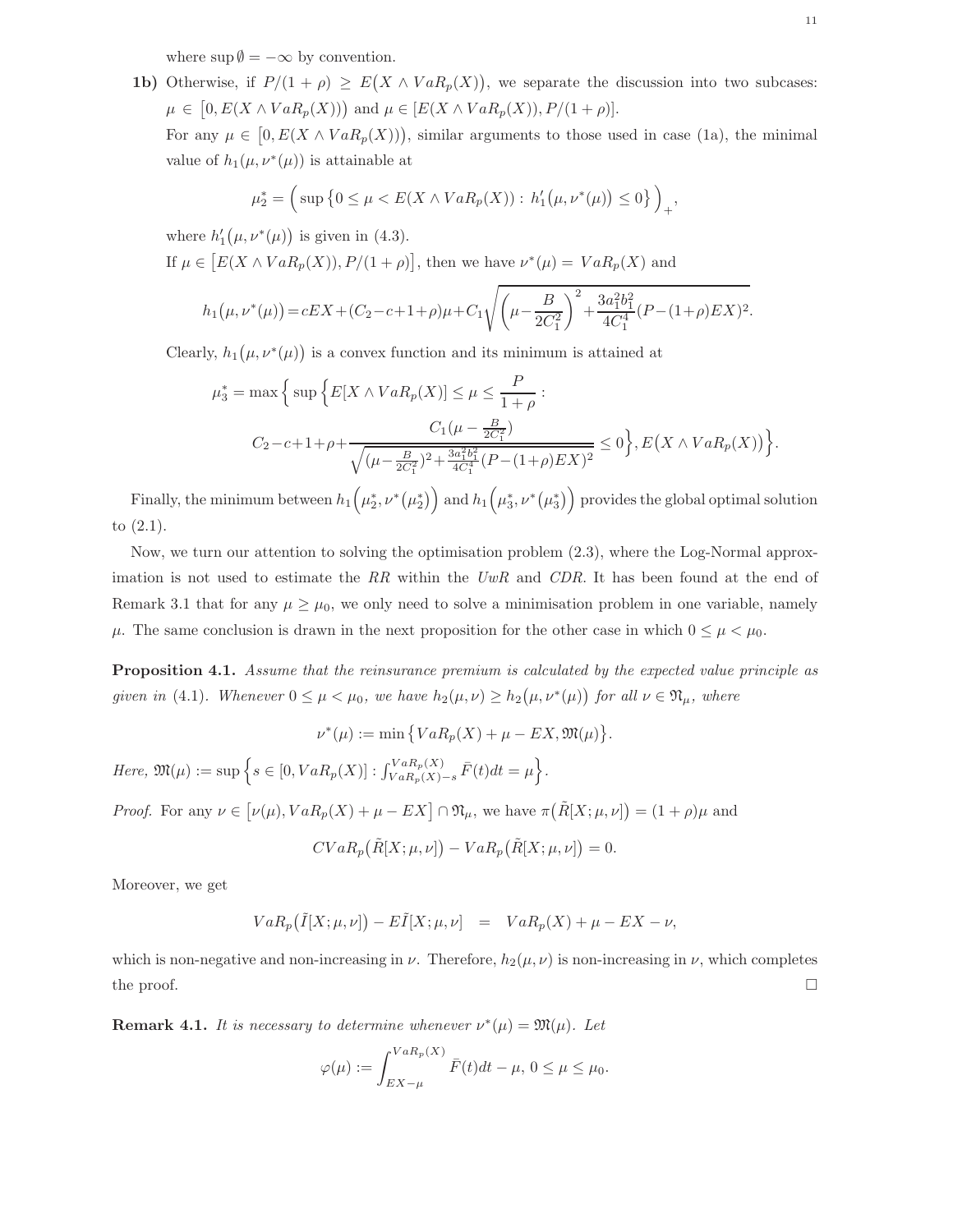where $\sup \emptyset = -\infty$ by convention.

**1b)** Otherwise, if $P/(1+\rho) \geq E\big(X \wedge VaR_p(X)\big)$, we separate the discussion into two subcases: $\mu \in \big[0, E(X \wedge VaR_p(X))\big)$ and $\mu \in [E(X \wedge VaR_p(X)), P/(1+\rho)]$.

For any $\mu \in \big[0, E(X \wedge VaR_p(X))\big)$, similar arguments to those used in case (1a), the minimal value of $h_1(\mu, \nu^*(\mu))$ is attainable at

$$\mu_2^* = \Big( \sup \big\{ 0 \leq \mu < E(X \wedge VaR_p(X)) : \, h_1'\big(\mu, \nu^*(\mu)\big) \leq 0 \big\} \Big)_+,$$

where $h_1'\big(\mu, \nu^*(\mu)\big)$ is given in (4.3).

If $\mu \in \big[E(X \wedge VaR_p(X)), P/(1+\rho)\big]$, then we have $\nu^*(\mu) = VaR_p(X)$ and

$$h_1\big(\mu, \nu^*(\mu)\big) = cEX + (C_2 - c + 1 + \rho)\mu + C_1 \sqrt{\left(\mu - \frac{B}{2C_1^2}\right)^2 + \frac{3a_1^2 b_1^2}{4C_1^4}(P - (1+\rho)EX)^2}.$$

Clearly, $h_1\big(\mu, \nu^*(\mu)\big)$ is a convex function and its minimum is attained at

$$\mu_3^* = \max\Big\{ \sup \Big\{ E[X \wedge VaR_p(X)] \leq \mu \leq \frac{P}{1+\rho} : \\ C_2 - c + 1 + \rho + \frac{C_1(\mu - \frac{B}{2C_1^2})}{\sqrt{(\mu - \frac{B}{2C_1^2})^2 + \frac{3a_1^2 b_1^2}{4C_1^4}(P - (1+\rho)EX)^2}} \leq 0 \Big\}, E\big(X \wedge VaR_p(X)\big) \Big\}.$$

Finally, the minimum between $h_1\Big(\mu_2^*, \nu^*\big(\mu_2^*\big)\Big)$ and $h_1\Big(\mu_3^*, \nu^*\big(\mu_3^*\big)\Big)$ provides the global optimal solution to (2.1).

Now, we turn our attention to solving the optimisation problem (2.3), where the Log-Normal approximation is not used to estimate the *RR* within the *UwR* and *CDR*. It has been found at the end of Remark 3.1 that for any $\mu \geq \mu_0$, we only need to solve a minimisation problem in one variable, namely $\mu$. The same conclusion is drawn in the next proposition for the other case in which $0 \leq \mu < \mu_0$.

**Proposition 4.1.** *Assume that the reinsurance premium is calculated by the expected value principle as given in* (4.1). *Whenever* $0 \leq \mu < \mu_0$, *we have* $h_2(\mu, \nu) \geq h_2\big(\mu, \nu^*(\mu)\big)$ *for all* $\nu \in \mathfrak{N}_\mu$, *where*

$$\nu^*(\mu) := \min\big\{ VaR_p(X) + \mu - EX, \mathfrak{M}(\mu) \big\}.$$

*Here,* $\mathfrak{M}(\mu) := \sup\Big\{ s \in [0, VaR_p(X)] : \int_{VaR_p(X)-s}^{VaR_p(X)} \bar{F}(t)dt = \mu \Big\}$.

*Proof.* For any $\nu \in \big[\nu(\mu), VaR_p(X) + \mu - EX\big] \cap \mathfrak{N}_\mu$, we have $\pi\big(\tilde{R}[X;\mu,\nu]\big) = (1+\rho)\mu$ and

$$CVaR_p\big(\tilde{R}[X;\mu,\nu]\big) - VaR_p\big(\tilde{R}[X;\mu,\nu]\big) = 0.$$

Moreover, we get

$$VaR_p\big(\tilde{I}[X;\mu,\nu]\big) - E\tilde{I}[X;\mu,\nu] \quad = \quad VaR_p(X) + \mu - EX - \nu,$$

which is non-negative and non-increasing in $\nu$. Therefore, $h_2(\mu, \nu)$ is non-increasing in $\nu$, which completes the proof. $\square$

**Remark 4.1.** *It is necessary to determine whenever* $\nu^*(\mu) = \mathfrak{M}(\mu)$. *Let*

$$\varphi(\mu) := \int_{EX-\mu}^{VaR_p(X)} \bar{F}(t)dt - \mu, \; 0 \leq \mu \leq \mu_0.$$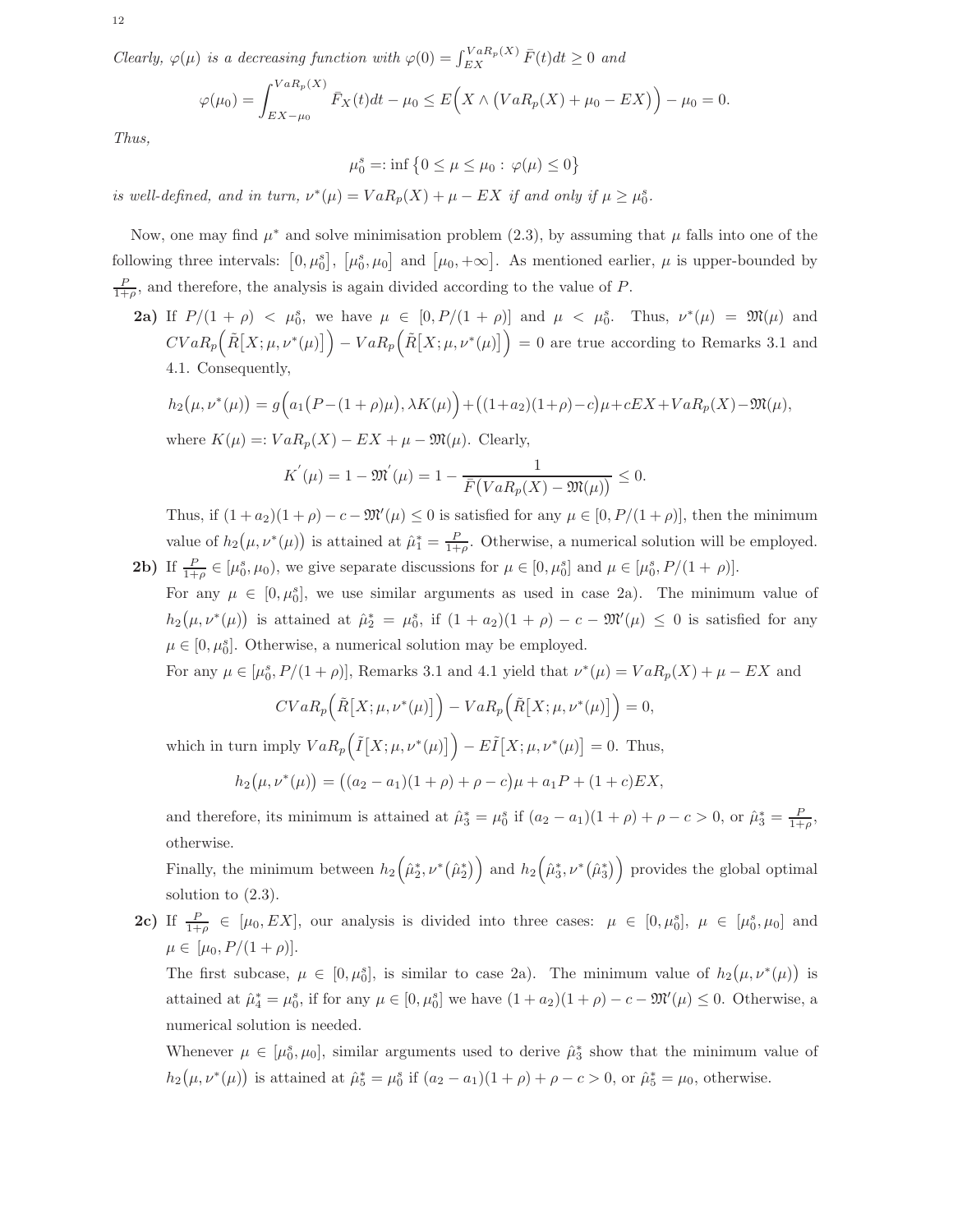*Clearly, $\varphi(\mu)$ is a decreasing function with $\varphi(0) = \int_{EX}^{VaR_p(X)} \bar{F}(t)dt \geq 0$ and*

$$\varphi(\mu_0) = \int_{EX-\mu_0}^{VaR_p(X)} \bar{F}_X(t)dt - \mu_0 \leq E\Big(X \wedge \big(VaR_p(X) + \mu_0 - EX\big)\Big) - \mu_0 = 0.$$

*Thus,*

$$\mu_0^s =: \inf\big\{0 \leq \mu \leq \mu_0 : \varphi(\mu) \leq 0\big\}$$

*is well-defined, and in turn, $\nu^*(\mu) = VaR_p(X) + \mu - EX$ if and only if $\mu \geq \mu_0^s$.*

Now, one may find $\mu^*$ and solve minimisation problem (2.3), by assuming that $\mu$ falls into one of the following three intervals: $[0, \mu_0^s]$, $[\mu_0^s, \mu_0]$ and $[\mu_0, +\infty]$. As mentioned earlier, $\mu$ is upper-bounded by $\frac{P}{1+\rho}$, and therefore, the analysis is again divided according to the value of $P$.

**2a)** If $P/(1+\rho) < \mu_0^s$, we have $\mu \in [0, P/(1+\rho)]$ and $\mu < \mu_0^s$. Thus, $\nu^*(\mu) = \mathfrak{M}(\mu)$ and $CVaR_p\Big(\tilde{R}\big[X;\mu,\nu^*(\mu)\big]\Big) - VaR_p\Big(\tilde{R}\big[X;\mu,\nu^*(\mu)\big]\Big) = 0$ are true according to Remarks 3.1 and 4.1. Consequently,

$$h_2\big(\mu,\nu^*(\mu)\big) = g\Big(a_1\big(P-(1+\rho)\mu\big), \lambda K(\mu)\Big) + \big((1+a_2)(1+\rho)-c\big)\mu + cEX + VaR_p(X) - \mathfrak{M}(\mu),$$

where $K(\mu) =: VaR_p(X) - EX + \mu - \mathfrak{M}(\mu)$. Clearly,

$$K^{'}(\mu) = 1 - \mathfrak{M}^{'}(\mu) = 1 - \frac{1}{\bar{F}\big(VaR_p(X) - \mathfrak{M}(\mu)\big)} \leq 0.$$

Thus, if $(1+a_2)(1+\rho) - c - \mathfrak{M}'(\mu) \leq 0$ is satisfied for any $\mu \in [0, P/(1+\rho)]$, then the minimum value of $h_2\big(\mu,\nu^*(\mu)\big)$ is attained at $\hat{\mu}_1^* = \frac{P}{1+\rho}$. Otherwise, a numerical solution will be employed.

**2b)** If $\frac{P}{1+\rho} \in [\mu_0^s, \mu_0)$, we give separate discussions for $\mu \in [0, \mu_0^s]$ and $\mu \in [\mu_0^s, P/(1+\rho)]$.

For any $\mu \in [0, \mu_0^s]$, we use similar arguments as used in case 2a). The minimum value of $h_2\big(\mu,\nu^*(\mu)\big)$ is attained at $\hat{\mu}_2^* = \mu_0^s$, if $(1+a_2)(1+\rho) - c - \mathfrak{M}'(\mu) \leq 0$ is satisfied for any $\mu \in [0, \mu_0^s]$. Otherwise, a numerical solution may be employed.

For any $\mu \in [\mu_0^s, P/(1+\rho)]$, Remarks 3.1 and 4.1 yield that $\nu^*(\mu) = VaR_p(X) + \mu - EX$ and

$$CVaR_p\Big(\tilde{R}\big[X;\mu,\nu^*(\mu)\big]\Big) - VaR_p\Big(\tilde{R}\big[X;\mu,\nu^*(\mu)\big]\Big) = 0,$$

which in turn imply $VaR_p\Big(\tilde{I}\big[X;\mu,\nu^*(\mu)\big]\Big) - E\tilde{I}\big[X;\mu,\nu^*(\mu)\big] = 0$. Thus,

$$h_2\big(\mu,\nu^*(\mu)\big) = \big((a_2-a_1)(1+\rho) + \rho - c\big)\mu + a_1 P + (1+c)EX,$$

and therefore, its minimum is attained at $\hat{\mu}_3^* = \mu_0^s$ if $(a_2 - a_1)(1+\rho) + \rho - c > 0$, or $\hat{\mu}_3^* = \frac{P}{1+\rho}$, otherwise.

Finally, the minimum between $h_2\Big(\hat{\mu}_2^*, \nu^*\big(\hat{\mu}_2^*\big)\Big)$ and $h_2\Big(\hat{\mu}_3^*, \nu^*\big(\hat{\mu}_3^*\big)\Big)$ provides the global optimal solution to (2.3).

**2c)** If $\frac{P}{1+\rho} \in [\mu_0, EX]$, our analysis is divided into three cases: $\mu \in [0, \mu_0^s]$, $\mu \in [\mu_0^s, \mu_0]$ and $\mu \in [\mu_0, P/(1+\rho)]$.

The first subcase, $\mu \in [0, \mu_0^s]$, is similar to case 2a). The minimum value of $h_2\big(\mu,\nu^*(\mu)\big)$ is attained at $\hat{\mu}_4^* = \mu_0^s$, if for any $\mu \in [0, \mu_0^s]$ we have $(1+a_2)(1+\rho) - c - \mathfrak{M}'(\mu) \leq 0$. Otherwise, a numerical solution is needed.

Whenever $\mu \in [\mu_0^s, \mu_0]$, similar arguments used to derive $\hat{\mu}_3^*$ show that the minimum value of $h_2\big(\mu,\nu^*(\mu)\big)$ is attained at $\hat{\mu}_5^* = \mu_0^s$ if $(a_2 - a_1)(1+\rho) + \rho - c > 0$, or $\hat{\mu}_5^* = \mu_0$, otherwise.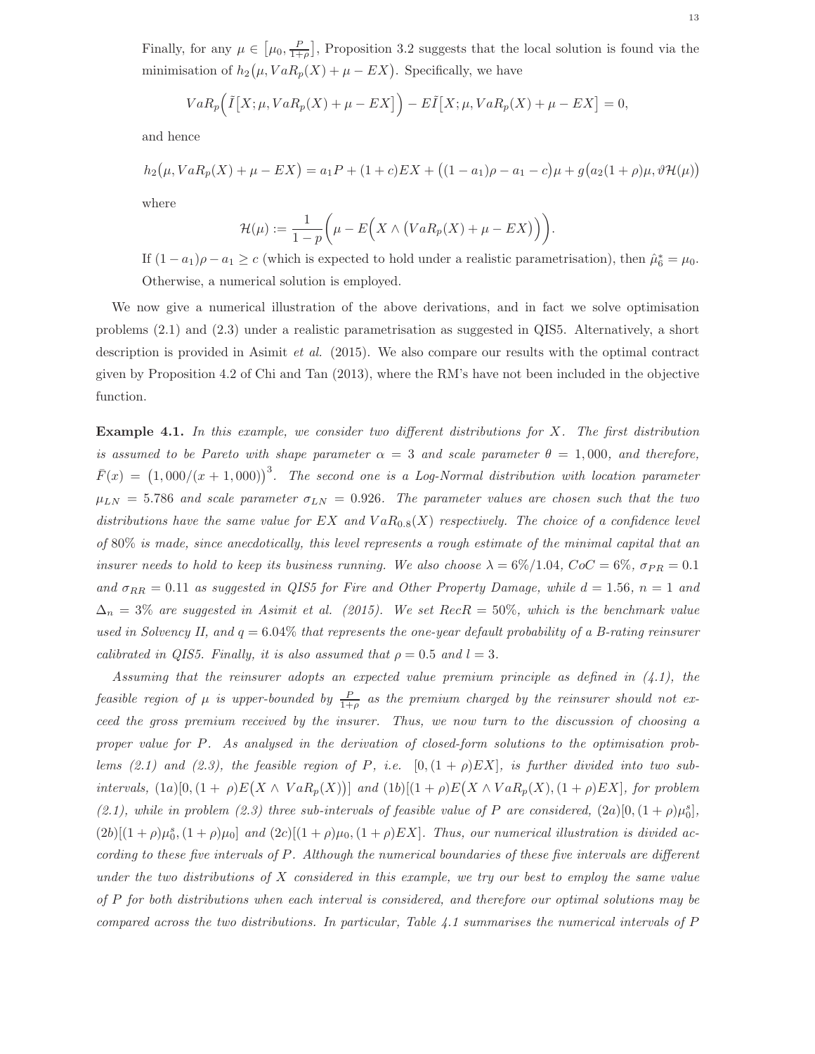Finally, for any $\mu \in \left[\mu_0, \frac{P}{1+\rho}\right]$, Proposition 3.2 suggests that the local solution is found via the minimisation of $h_2\big(\mu, VaR_p(X) + \mu - EX\big)$. Specifically, we have

$$VaR_p\Big(\tilde{I}\big[X; \mu, VaR_p(X) + \mu - EX\big]\Big) - E\tilde{I}\big[X; \mu, VaR_p(X) + \mu - EX\big] = 0,$$

and hence

$$h_2\big(\mu, VaR_p(X) + \mu - EX\big) = a_1 P + (1+c)EX + \big((1-a_1)\rho - a_1 - c\big)\mu + g\big(a_2(1+\rho)\mu, \vartheta\mathcal{H}(\mu)\big)$$

where

$$\mathcal{H}(\mu) := \frac{1}{1-p}\bigg(\mu - E\Big(X \wedge \big(VaR_p(X) + \mu - EX\big)\Big)\bigg).$$

If $(1-a_1)\rho - a_1 \geq c$ (which is expected to hold under a realistic parametrisation), then $\hat{\mu}_6^* = \mu_0$. Otherwise, a numerical solution is employed.

We now give a numerical illustration of the above derivations, and in fact we solve optimisation problems (2.1) and (2.3) under a realistic parametrisation as suggested in QIS5. Alternatively, a short description is provided in Asimit *et al.* (2015). We also compare our results with the optimal contract given by Proposition 4.2 of Chi and Tan (2013), where the RM's have not been included in the objective function.

**Example 4.1.** *In this example, we consider two different distributions for $X$. The first distribution is assumed to be Pareto with shape parameter $\alpha = 3$ and scale parameter $\theta = 1,000$, and therefore, $\bar{F}(x) = \big(1,000/(x+1,000)\big)^3$. The second one is a Log-Normal distribution with location parameter $\mu_{LN} = 5.786$ and scale parameter $\sigma_{LN} = 0.926$. The parameter values are chosen such that the two distributions have the same value for $EX$ and $VaR_{0.8}(X)$ respectively. The choice of a confidence level of 80% is made, since anecdotically, this level represents a rough estimate of the minimal capital that an insurer needs to hold to keep its business running. We also choose $\lambda = 6\%/1.04$, $CoC = 6\%$, $\sigma_{PR} = 0.1$ and $\sigma_{RR} = 0.11$ as suggested in QIS5 for Fire and Other Property Damage, while $d = 1.56$, $n = 1$ and $\Delta_n = 3\%$ are suggested in Asimit et al. (2015). We set $RecR = 50\%$, which is the benchmark value used in Solvency II, and $q = 6.04\%$ that represents the one-year default probability of a B-rating reinsurer calibrated in QIS5. Finally, it is also assumed that $\rho = 0.5$ and $l = 3$.*

*Assuming that the reinsurer adopts an expected value premium principle as defined in (4.1), the feasible region of $\mu$ is upper-bounded by $\frac{P}{1+\rho}$ as the premium charged by the reinsurer should not exceed the gross premium received by the insurer. Thus, we now turn to the discussion of choosing a proper value for $P$. As analysed in the derivation of closed-form solutions to the optimisation problems (2.1) and (2.3), the feasible region of $P$, i.e. $[0, (1+\rho)EX]$, is further divided into two subintervals, (1a)$[0, (1+\rho)E\big(X \wedge VaR_p(X)\big)]$ and (1b)$[(1+\rho)E\big(X \wedge VaR_p(X), (1+\rho)EX]$, for problem (2.1), while in problem (2.3) three sub-intervals of feasible value of $P$ are considered, (2a)$[0, (1+\rho)\mu_0^s]$, (2b)$[(1+\rho)\mu_0^s, (1+\rho)\mu_0]$ and (2c)$[(1+\rho)\mu_0, (1+\rho)EX]$. Thus, our numerical illustration is divided according to these five intervals of $P$. Although the numerical boundaries of these five intervals are different under the two distributions of $X$ considered in this example, we try our best to employ the same value of $P$ for both distributions when each interval is considered, and therefore our optimal solutions may be compared across the two distributions. In particular, Table 4.1 summarises the numerical intervals of $P$*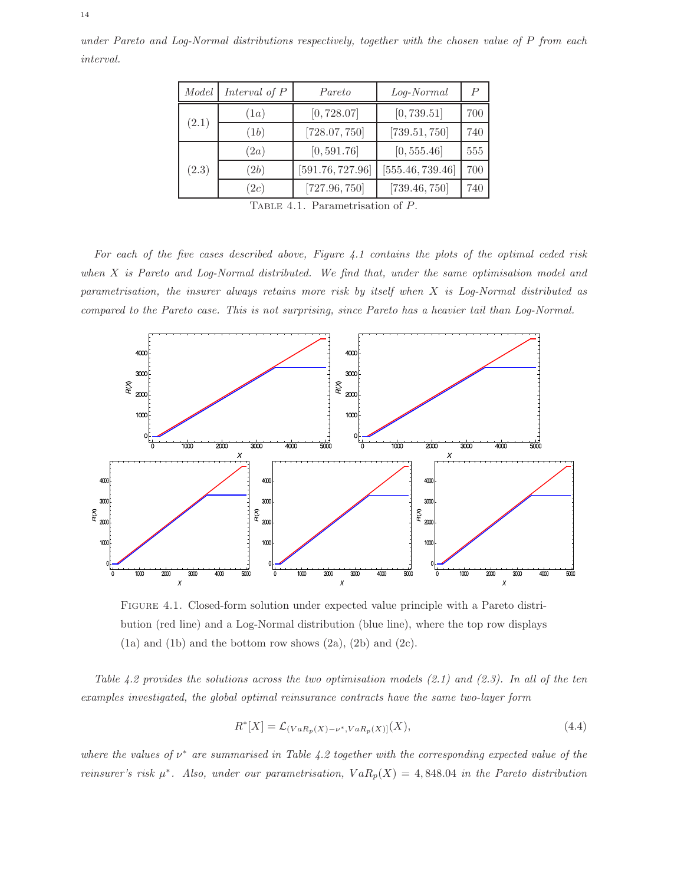*under Pareto and Log-Normal distributions respectively, together with the chosen value of $P$ from each interval.*

| Model | Interval of $P$ | Pareto | Log-Normal | $P$ |
|---|---|---|---|---|
| (2.1) | $(1a)$ | $[0, 728.07]$ | $[0, 739.51]$ | 700 |
| | $(1b)$ | $[728.07, 750]$ | $[739.51, 750]$ | 740 |
| (2.3) | $(2a)$ | $[0, 591.76]$ | $[0, 555.46]$ | 555 |
| | $(2b)$ | $[591.76, 727.96]$ | $[555.46, 739.46]$ | 700 |
| | $(2c)$ | $[727.96, 750]$ | $[739.46, 750]$ | 740 |

TABLE 4.1. Parametrisation of $P$.

*For each of the five cases described above, Figure 4.1 contains the plots of the optimal ceded risk when $X$ is Pareto and Log-Normal distributed. We find that, under the same optimisation model and parametrisation, the insurer always retains more risk by itself when $X$ is Log-Normal distributed as compared to the Pareto case. This is not surprising, since Pareto has a heavier tail than Log-Normal.*

FIGURE 4.1. Closed-form solution under expected value principle with a Pareto distribution (red line) and a Log-Normal distribution (blue line), where the top row displays (1a) and (1b) and the bottom row shows (2a), (2b) and (2c).

*Table 4.2 provides the solutions across the two optimisation models (2.1) and (2.3). In all of the ten examples investigated, the global optimal reinsurance contracts have the same two-layer form*

$$R^*[X] = \mathcal{L}_{(VaR_p(X)-\nu^*, VaR_p(X)]}(X), \tag{4.4}$$

*where the values of $\nu^*$ are summarised in Table 4.2 together with the corresponding expected value of the reinsurer's risk $\mu^*$. Also, under our parametrisation, $VaR_p(X) = 4,848.04$ in the Pareto distribution*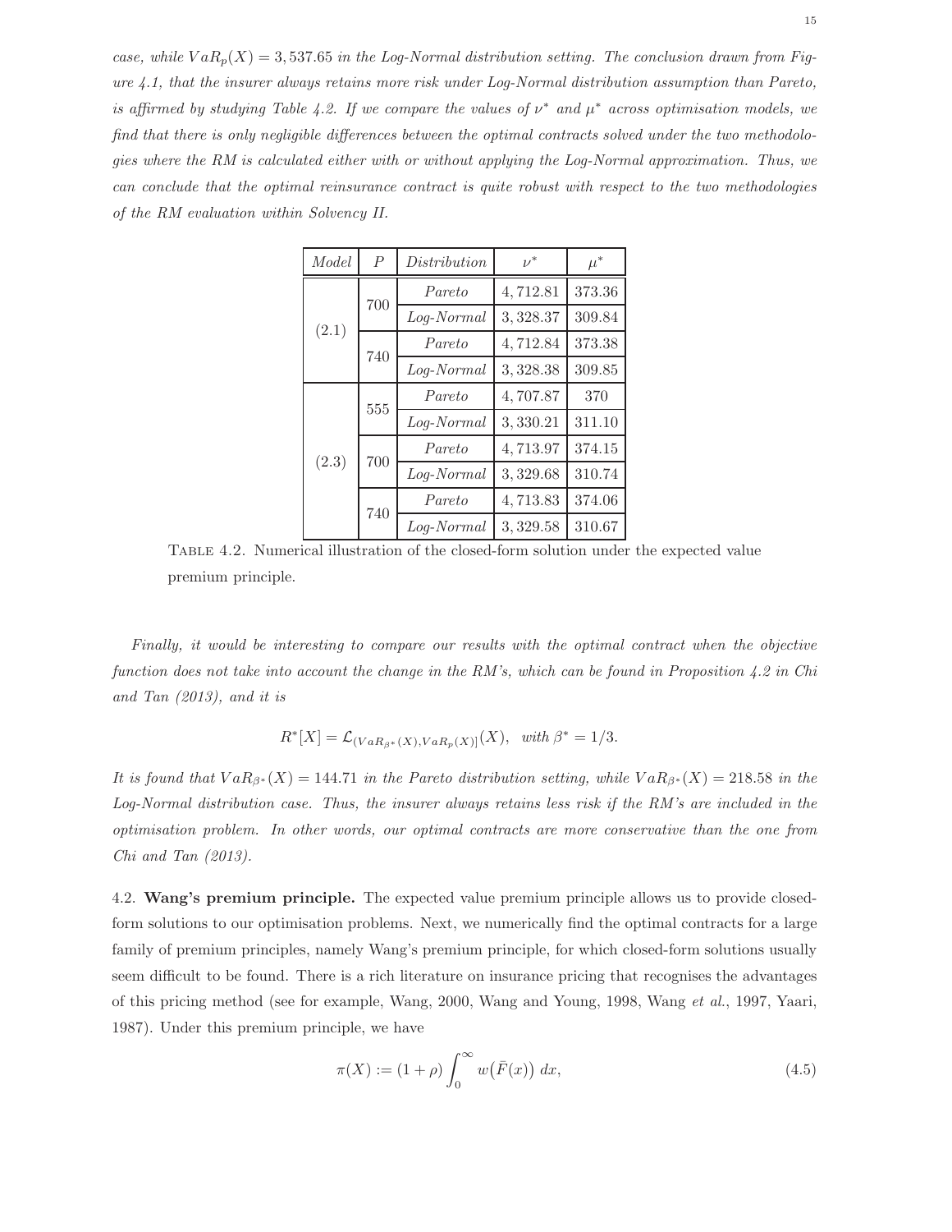*case, while $VaR_p(X) = 3,537.65$ in the Log-Normal distribution setting. The conclusion drawn from Figure 4.1, that the insurer always retains more risk under Log-Normal distribution assumption than Pareto, is affirmed by studying Table 4.2. If we compare the values of $\nu^*$ and $\mu^*$ across optimisation models, we find that there is only negligible differences between the optimal contracts solved under the two methodologies where the RM is calculated either with or without applying the Log-Normal approximation. Thus, we can conclude that the optimal reinsurance contract is quite robust with respect to the two methodologies of the RM evaluation within Solvency II.*

| *Model* | $P$ | *Distribution* | $\nu^*$ | $\mu^*$ |
|---|---|---|---|---|
| (2.1) | 700 | *Pareto* | $4,712.81$ | $373.36$ |
| | | *Log-Normal* | $3,328.37$ | $309.84$ |
| | 740 | *Pareto* | $4,712.84$ | $373.38$ |
| | | *Log-Normal* | $3,328.38$ | $309.85$ |
| (2.3) | 555 | *Pareto* | $4,707.87$ | $370$ |
| | | *Log-Normal* | $3,330.21$ | $311.10$ |
| | 700 | *Pareto* | $4,713.97$ | $374.15$ |
| | | *Log-Normal* | $3,329.68$ | $310.74$ |
| | 740 | *Pareto* | $4,713.83$ | $374.06$ |
| | | *Log-Normal* | $3,329.58$ | $310.67$ |

Table 4.2. Numerical illustration of the closed-form solution under the expected value premium principle.

*Finally, it would be interesting to compare our results with the optimal contract when the objective function does not take into account the change in the RM's, which can be found in Proposition 4.2 in Chi and Tan (2013), and it is*

$$R^*[X] = \mathcal{L}_{(VaR_{\beta^*}(X), VaR_p(X)]}(X), \quad \textit{with } \beta^* = 1/3.$$

*It is found that $VaR_{\beta^*}(X) = 144.71$ in the Pareto distribution setting, while $VaR_{\beta^*}(X) = 218.58$ in the Log-Normal distribution case. Thus, the insurer always retains less risk if the RM's are included in the optimisation problem. In other words, our optimal contracts are more conservative than the one from Chi and Tan (2013).*

4.2. **Wang's premium principle.** The expected value premium principle allows us to provide closed-form solutions to our optimisation problems. Next, we numerically find the optimal contracts for a large family of premium principles, namely Wang's premium principle, for which closed-form solutions usually seem difficult to be found. There is a rich literature on insurance pricing that recognises the advantages of this pricing method (see for example, Wang, 2000, Wang and Young, 1998, Wang *et al.*, 1997, Yaari, 1987). Under this premium principle, we have

$$\pi(X) := (1+\rho)\int_0^\infty w\big(\bar{F}(x)\big)\, dx, \tag{4.5}$$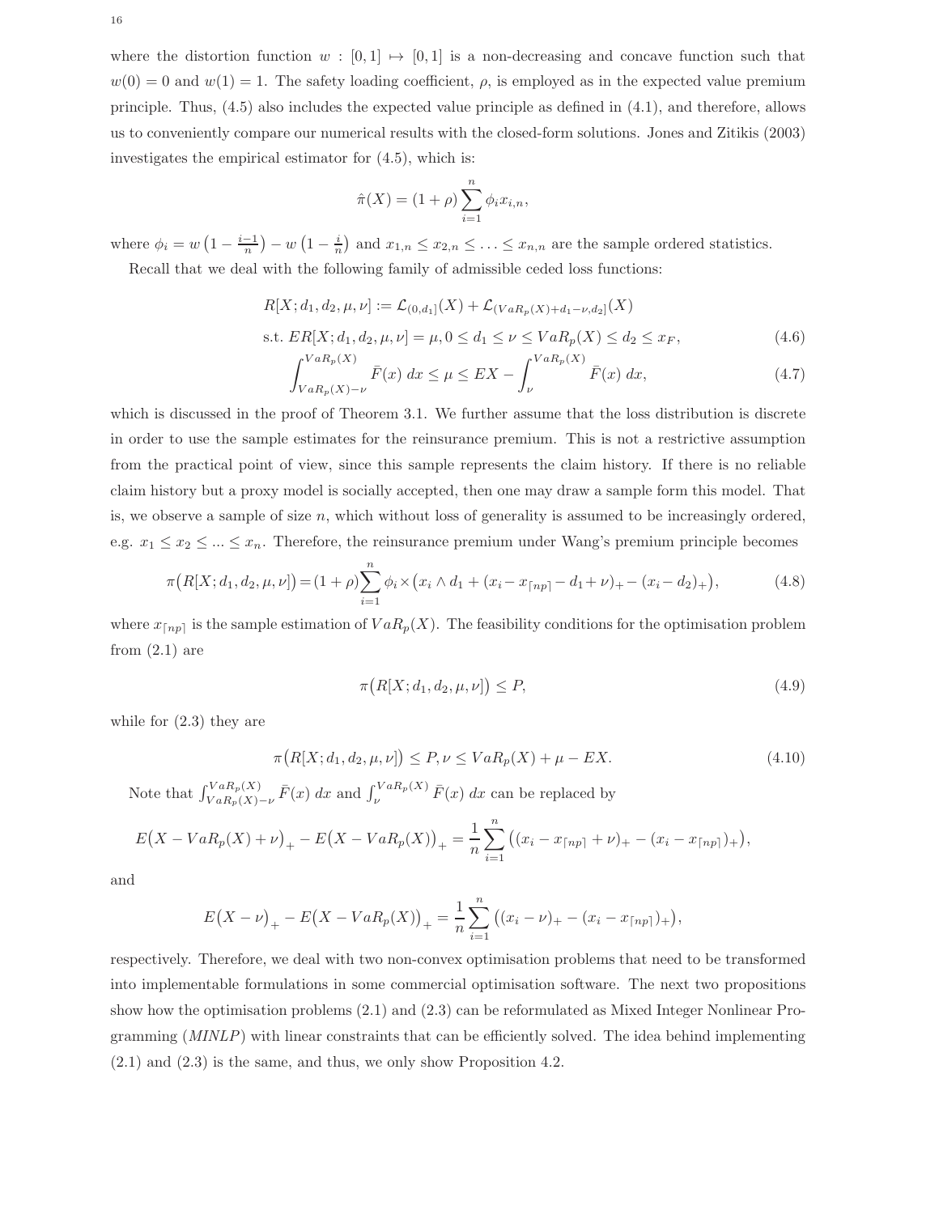where the distortion function $w : [0,1] \mapsto [0,1]$ is a non-decreasing and concave function such that $w(0) = 0$ and $w(1) = 1$. The safety loading coefficient, $\rho$, is employed as in the expected value premium principle. Thus, (4.5) also includes the expected value principle as defined in (4.1), and therefore, allows us to conveniently compare our numerical results with the closed-form solutions. Jones and Zitikis (2003) investigates the empirical estimator for (4.5), which is:

$$\hat{\pi}(X) = (1+\rho)\sum_{i=1}^{n} \phi_i x_{i,n},$$

where $\phi_i = w\left(1 - \frac{i-1}{n}\right) - w\left(1 - \frac{i}{n}\right)$ and $x_{1,n} \leq x_{2,n} \leq \ldots \leq x_{n,n}$ are the sample ordered statistics.

Recall that we deal with the following family of admissible ceded loss functions:

$$R[X; d_1, d_2, \mu, \nu] := \mathcal{L}_{(0,d_1]}(X) + \mathcal{L}_{(VaR_p(X)+d_1-\nu, d_2]}(X)$$

$$\text{s.t. } ER[X; d_1, d_2, \mu, \nu] = \mu, 0 \leq d_1 \leq \nu \leq VaR_p(X) \leq d_2 \leq x_F, \tag{4.6}$$

$$\int_{VaR_p(X)-\nu}^{VaR_p(X)} \bar{F}(x)\, dx \leq \mu \leq EX - \int_{\nu}^{VaR_p(X)} \bar{F}(x)\, dx, \tag{4.7}$$

which is discussed in the proof of Theorem 3.1. We further assume that the loss distribution is discrete in order to use the sample estimates for the reinsurance premium. This is not a restrictive assumption from the practical point of view, since this sample represents the claim history. If there is no reliable claim history but a proxy model is socially accepted, then one may draw a sample form this model. That is, we observe a sample of size $n$, which without loss of generality is assumed to be increasingly ordered, e.g. $x_1 \leq x_2 \leq \ldots \leq x_n$. Therefore, the reinsurance premium under Wang's premium principle becomes

$$\pi\big(R[X; d_1, d_2, \mu, \nu]\big) = (1+\rho)\sum_{i=1}^{n} \phi_i \times \big(x_i \wedge d_1 + (x_i - x_{\lceil np \rceil} - d_1 + \nu)_+ - (x_i - d_2)_+\big), \tag{4.8}$$

where $x_{\lceil np \rceil}$ is the sample estimation of $VaR_p(X)$. The feasibility conditions for the optimisation problem from (2.1) are

$$\pi\big(R[X; d_1, d_2, \mu, \nu]\big) \leq P, \tag{4.9}$$

while for (2.3) they are

$$\pi\big(R[X; d_1, d_2, \mu, \nu]\big) \leq P, \nu \leq VaR_p(X) + \mu - EX. \tag{4.10}$$

Note that $\int_{VaR_p(X)-\nu}^{VaR_p(X)} \bar{F}(x)\, dx$ and $\int_{\nu}^{VaR_p(X)} \bar{F}(x)\, dx$ can be replaced by

$$E\big(X - VaR_p(X) + \nu\big)_+ - E\big(X - VaR_p(X)\big)_+ = \frac{1}{n}\sum_{i=1}^{n} \big((x_i - x_{\lceil np \rceil} + \nu)_+ - (x_i - x_{\lceil np \rceil})_+\big),$$

and

$$E\big(X - \nu\big)_+ - E\big(X - VaR_p(X)\big)_+ = \frac{1}{n}\sum_{i=1}^{n} \big((x_i - \nu)_+ - (x_i - x_{\lceil np \rceil})_+\big),$$

respectively. Therefore, we deal with two non-convex optimisation problems that need to be transformed into implementable formulations in some commercial optimisation software. The next two propositions show how the optimisation problems (2.1) and (2.3) can be reformulated as Mixed Integer Nonlinear Programming (*MINLP*) with linear constraints that can be efficiently solved. The idea behind implementing (2.1) and (2.3) is the same, and thus, we only show Proposition 4.2.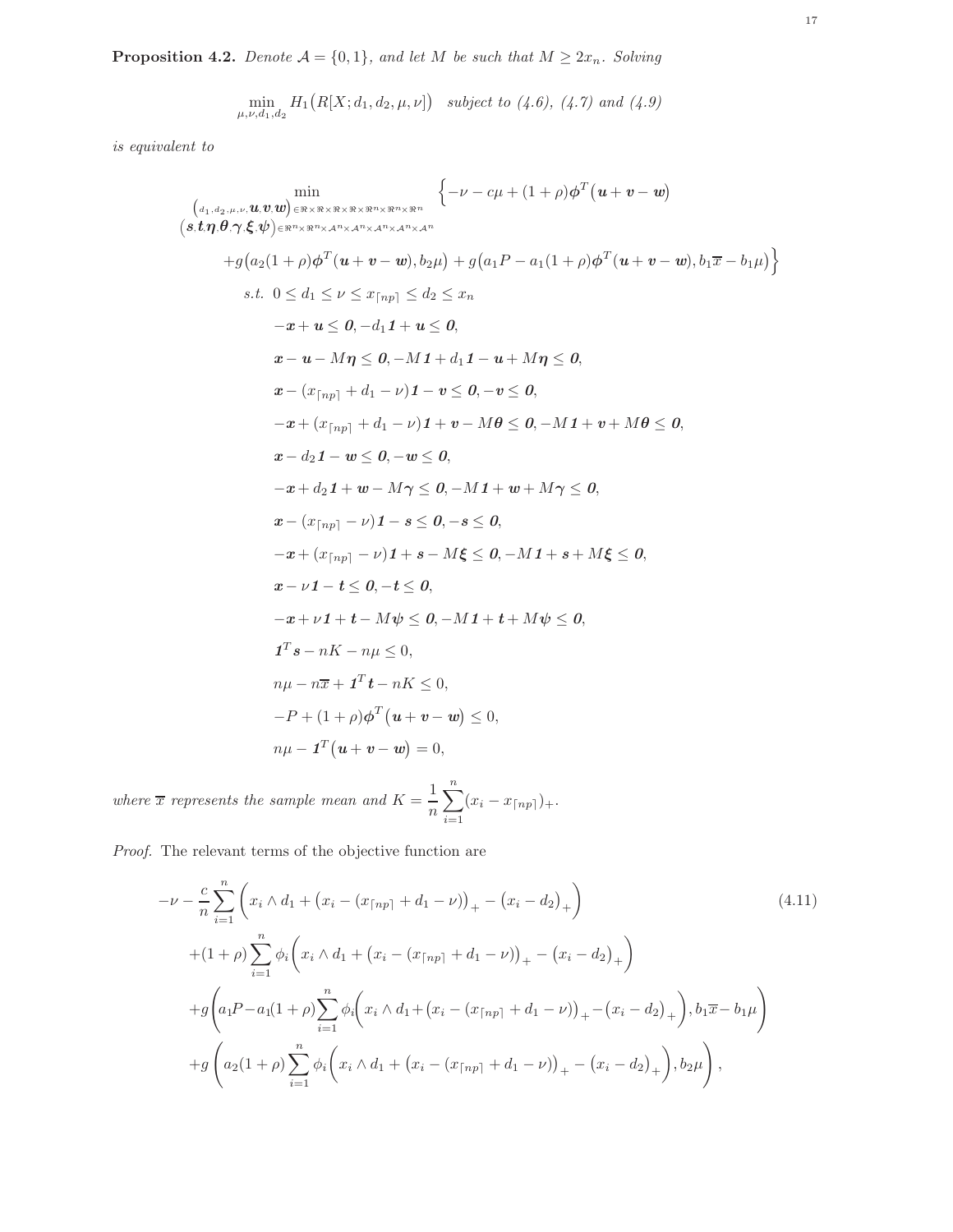**Proposition 4.2.** *Denote $\mathcal{A} = \{0,1\}$, and let $M$ be such that $M \geq 2x_n$. Solving*

$$\min_{\mu,\nu,d_1,d_2} H_1\big(R[X; d_1, d_2, \mu, \nu]\big) \quad \text{subject to (4.6), (4.7) and (4.9)}$$

*is equivalent to*

$$\begin{aligned}
\min_{\substack{\left(d_1,d_2,\mu,\nu,\boldsymbol{u},\boldsymbol{v},\boldsymbol{w}\right) \in \Re\times\Re\times\Re\times\Re\times\Re^n\times\Re^n\times\Re^n \\ \left(\boldsymbol{s},\boldsymbol{t},\boldsymbol{\eta},\boldsymbol{\theta},\boldsymbol{\gamma},\boldsymbol{\xi},\boldsymbol{\psi}\right)\in\Re^n\times\Re^n\times\mathcal{A}^n\times\mathcal{A}^n\times\mathcal{A}^n\times\mathcal{A}^n\times\mathcal{A}^n}} & \Big\{-\nu - c\mu + (1+\rho)\boldsymbol{\phi}^T\big(\boldsymbol{u}+\boldsymbol{v}-\boldsymbol{w}\big) \\
& + g\big(a_2(1+\rho)\boldsymbol{\phi}^T(\boldsymbol{u}+\boldsymbol{v}-\boldsymbol{w}), b_2\mu\big) + g\big(a_1 P - a_1(1+\rho)\boldsymbol{\phi}^T(\boldsymbol{u}+\boldsymbol{v}-\boldsymbol{w}), b_1\overline{x} - b_1\mu\big)\Big\} \\
\text{s.t. } \; & 0 \leq d_1 \leq \nu \leq x_{\lceil np \rceil} \leq d_2 \leq x_n \\
& -\boldsymbol{x} + \boldsymbol{u} \leq \boldsymbol{0}, -d_1\boldsymbol{1} + \boldsymbol{u} \leq \boldsymbol{0}, \\
& \boldsymbol{x} - \boldsymbol{u} - M\boldsymbol{\eta} \leq \boldsymbol{0}, -M\boldsymbol{1} + d_1\boldsymbol{1} - \boldsymbol{u} + M\boldsymbol{\eta} \leq \boldsymbol{0}, \\
& \boldsymbol{x} - (x_{\lceil np \rceil} + d_1 - \nu)\boldsymbol{1} - \boldsymbol{v} \leq \boldsymbol{0}, -\boldsymbol{v} \leq \boldsymbol{0}, \\
& -\boldsymbol{x} + (x_{\lceil np \rceil} + d_1 - \nu)\boldsymbol{1} + \boldsymbol{v} - M\boldsymbol{\theta} \leq \boldsymbol{0}, -M\boldsymbol{1} + \boldsymbol{v} + M\boldsymbol{\theta} \leq \boldsymbol{0}, \\
& \boldsymbol{x} - d_2\boldsymbol{1} - \boldsymbol{w} \leq \boldsymbol{0}, -\boldsymbol{w} \leq \boldsymbol{0}, \\
& -\boldsymbol{x} + d_2\boldsymbol{1} + \boldsymbol{w} - M\boldsymbol{\gamma} \leq \boldsymbol{0}, -M\boldsymbol{1} + \boldsymbol{w} + M\boldsymbol{\gamma} \leq \boldsymbol{0}, \\
& \boldsymbol{x} - (x_{\lceil np \rceil} - \nu)\boldsymbol{1} - \boldsymbol{s} \leq \boldsymbol{0}, -\boldsymbol{s} \leq \boldsymbol{0}, \\
& -\boldsymbol{x} + (x_{\lceil np \rceil} - \nu)\boldsymbol{1} + \boldsymbol{s} - M\boldsymbol{\xi} \leq \boldsymbol{0}, -M\boldsymbol{1} + \boldsymbol{s} + M\boldsymbol{\xi} \leq \boldsymbol{0}, \\
& \boldsymbol{x} - \nu\boldsymbol{1} - \boldsymbol{t} \leq \boldsymbol{0}, -\boldsymbol{t} \leq \boldsymbol{0}, \\
& -\boldsymbol{x} + \nu\boldsymbol{1} + \boldsymbol{t} - M\boldsymbol{\psi} \leq \boldsymbol{0}, -M\boldsymbol{1} + \boldsymbol{t} + M\boldsymbol{\psi} \leq \boldsymbol{0}, \\
& \boldsymbol{1}^T\boldsymbol{s} - nK - n\mu \leq 0, \\
& n\mu - n\overline{x} + \boldsymbol{1}^T\boldsymbol{t} - nK \leq 0, \\
& -P + (1+\rho)\boldsymbol{\phi}^T\big(\boldsymbol{u}+\boldsymbol{v}-\boldsymbol{w}\big) \leq 0, \\
& n\mu - \boldsymbol{1}^T\big(\boldsymbol{u}+\boldsymbol{v}-\boldsymbol{w}\big) = 0,
\end{aligned}$$

*where $\overline{x}$ represents the sample mean and $K = \dfrac{1}{n}\displaystyle\sum_{i=1}^{n}(x_i - x_{\lceil np \rceil})_+$.*

*Proof.* The relevant terms of the objective function are

$$\begin{aligned}
& -\nu - \frac{c}{n}\sum_{i=1}^{n}\bigg(x_i \wedge d_1 + \big(x_i - (x_{\lceil np \rceil} + d_1 - \nu)\big)_+ - \big(x_i - d_2\big)_+\bigg) \\
& + (1+\rho)\sum_{i=1}^{n}\phi_i\bigg(x_i \wedge d_1 + \big(x_i - (x_{\lceil np \rceil} + d_1 - \nu)\big)_+ - \big(x_i - d_2\big)_+\bigg) \\
& + g\Bigg(a_1 P - a_1(1+\rho)\sum_{i=1}^{n}\phi_i\bigg(x_i \wedge d_1 + \big(x_i - (x_{\lceil np \rceil} + d_1 - \nu)\big)_+ - \big(x_i - d_2\big)_+\bigg), b_1\overline{x} - b_1\mu\Bigg) \\
& + g\Bigg(a_2(1+\rho)\sum_{i=1}^{n}\phi_i\bigg(x_i \wedge d_1 + \big(x_i - (x_{\lceil np \rceil} + d_1 - \nu)\big)_+ - \big(x_i - d_2\big)_+\bigg), b_2\mu\Bigg),
\end{aligned} \tag{4.11}$$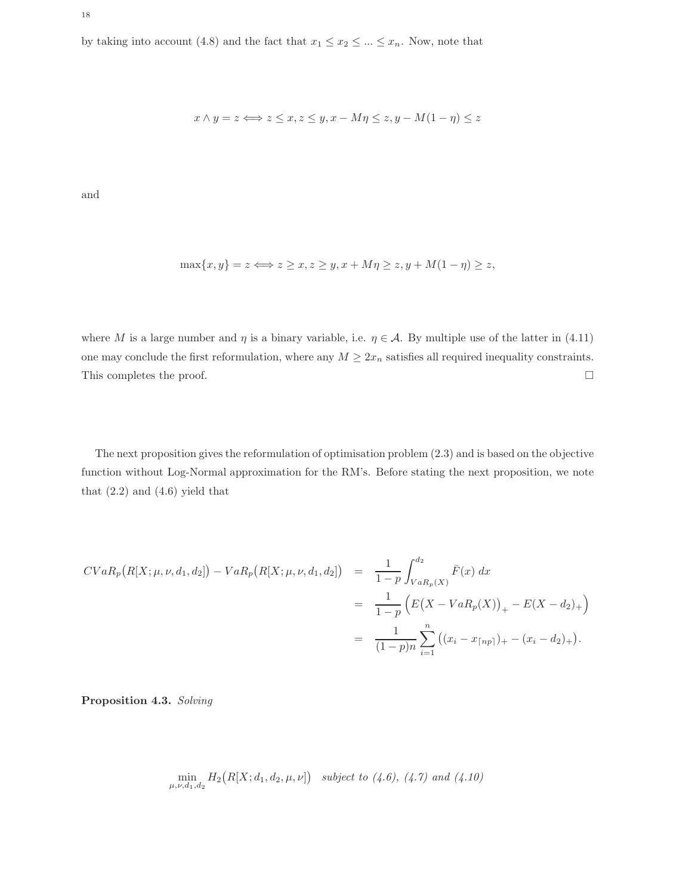by taking into account (4.8) and the fact that $x_1 \leq x_2 \leq ... \leq x_n$. Now, note that

$$x \wedge y = z \Longleftrightarrow z \leq x, z \leq y, x - M\eta \leq z, y - M(1-\eta) \leq z$$

and

$$\max\{x, y\} = z \Longleftrightarrow z \geq x, z \geq y, x + M\eta \geq z, y + M(1-\eta) \geq z,$$

where $M$ is a large number and $\eta$ is a binary variable, i.e. $\eta \in \mathcal{A}$. By multiple use of the latter in (4.11) one may conclude the first reformulation, where any $M \geq 2x_n$ satisfies all required inequality constraints. This completes the proof. $\square$

The next proposition gives the reformulation of optimisation problem (2.3) and is based on the objective function without Log-Normal approximation for the RM's. Before stating the next proposition, we note that (2.2) and (4.6) yield that

$$\begin{aligned}
CVaR_p\big(R[X;\mu,\nu,d_1,d_2]\big) - VaR_p\big(R[X;\mu,\nu,d_1,d_2]\big) &= \frac{1}{1-p}\int_{VaR_p(X)}^{d_2} \bar{F}(x)\ dx \\
&= \frac{1}{1-p}\Big(E\big(X - VaR_p(X)\big)_+ - E(X-d_2)_+\Big) \\
&= \frac{1}{(1-p)n}\sum_{i=1}^{n}\big((x_i - x_{\lceil np \rceil})_+ - (x_i - d_2)_+\big).
\end{aligned}$$

**Proposition 4.3.** *Solving*

$$\min_{\mu,\nu,d_1,d_2} H_2\big(R[X;d_1,d_2,\mu,\nu]\big) \quad \textit{subject to (4.6), (4.7) and (4.10)}$$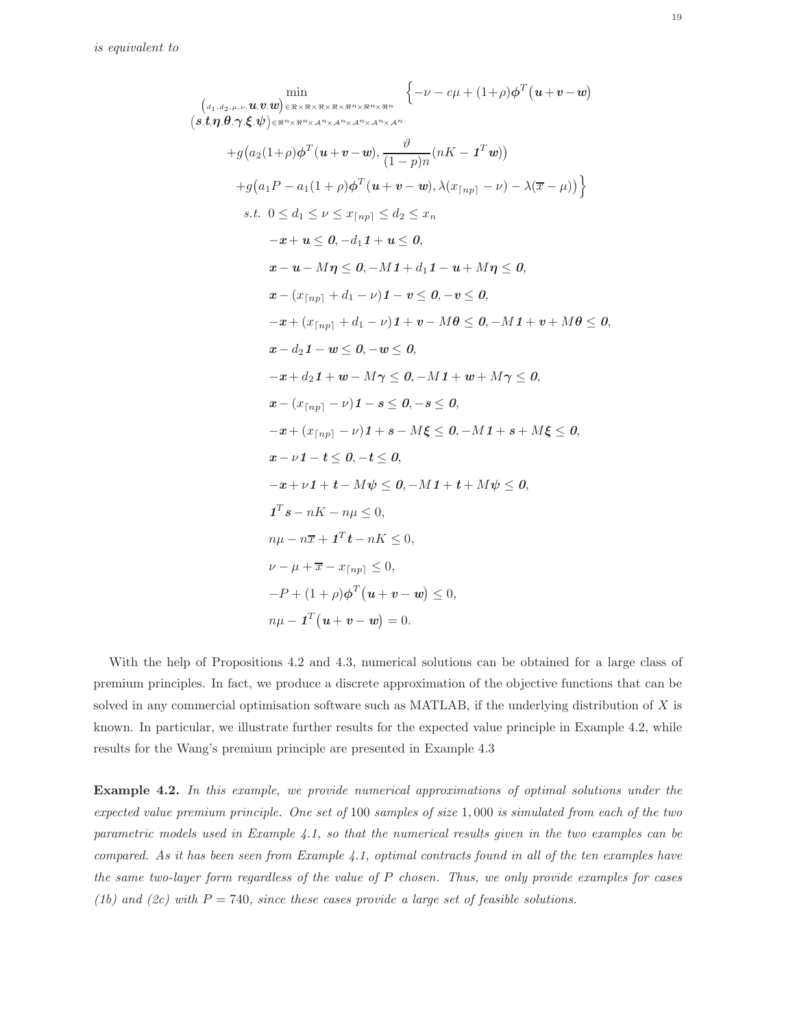*is equivalent to*

$$
\begin{aligned}
\min_{\substack{\left(d_1,d_2,\mu,\nu,\boldsymbol{u},\boldsymbol{v},\boldsymbol{w}\right)\in\Re\times\Re\times\Re\times\Re\times\Re^n\times\Re^n\times\Re^n \\ \left(\boldsymbol{s},\boldsymbol{t},\boldsymbol{\eta},\boldsymbol{\theta},\boldsymbol{\gamma},\boldsymbol{\xi},\boldsymbol{\psi}\right)\in\Re^n\times\Re^n\times\mathcal{A}^n\times\mathcal{A}^n\times\mathcal{A}^n\times\mathcal{A}^n\times\mathcal{A}^n}} \quad & \Big\{-\nu - c\mu + (1+\rho)\boldsymbol{\phi}^T\big(\boldsymbol{u}+\boldsymbol{v}-\boldsymbol{w}\big) \\
& + g\big(a_2(1+\rho)\boldsymbol{\phi}^T(\boldsymbol{u}+\boldsymbol{v}-\boldsymbol{w}), \frac{\vartheta}{(1-p)n}(nK - \boldsymbol{1}^T\boldsymbol{w})\big) \\
& + g\big(a_1 P - a_1(1+\rho)\boldsymbol{\phi}^T(\boldsymbol{u}+\boldsymbol{v}-\boldsymbol{w}), \lambda(x_{\lceil np\rceil}-\nu) - \lambda(\overline{x}-\mu)\big)\Big\} \\
\text{s.t. } \; & 0 \le d_1 \le \nu \le x_{\lceil np\rceil} \le d_2 \le x_n \\
& -\boldsymbol{x} + \boldsymbol{u} \le \boldsymbol{0}, -d_1\boldsymbol{1} + \boldsymbol{u} \le \boldsymbol{0}, \\
& \boldsymbol{x} - \boldsymbol{u} - M\boldsymbol{\eta} \le \boldsymbol{0}, -M\boldsymbol{1} + d_1\boldsymbol{1} - \boldsymbol{u} + M\boldsymbol{\eta} \le \boldsymbol{0}, \\
& \boldsymbol{x} - (x_{\lceil np\rceil} + d_1 - \nu)\boldsymbol{1} - \boldsymbol{v} \le \boldsymbol{0}, -\boldsymbol{v} \le \boldsymbol{0}, \\
& -\boldsymbol{x} + (x_{\lceil np\rceil} + d_1 - \nu)\boldsymbol{1} + \boldsymbol{v} - M\boldsymbol{\theta} \le \boldsymbol{0}, -M\boldsymbol{1} + \boldsymbol{v} + M\boldsymbol{\theta} \le \boldsymbol{0}, \\
& \boldsymbol{x} - d_2\boldsymbol{1} - \boldsymbol{w} \le \boldsymbol{0}, -\boldsymbol{w} \le \boldsymbol{0}, \\
& -\boldsymbol{x} + d_2\boldsymbol{1} + \boldsymbol{w} - M\boldsymbol{\gamma} \le \boldsymbol{0}, -M\boldsymbol{1} + \boldsymbol{w} + M\boldsymbol{\gamma} \le \boldsymbol{0}, \\
& \boldsymbol{x} - (x_{\lceil np\rceil} - \nu)\boldsymbol{1} - \boldsymbol{s} \le \boldsymbol{0}, -\boldsymbol{s} \le \boldsymbol{0}, \\
& -\boldsymbol{x} + (x_{\lceil np\rceil} - \nu)\boldsymbol{1} + \boldsymbol{s} - M\boldsymbol{\xi} \le \boldsymbol{0}, -M\boldsymbol{1} + \boldsymbol{s} + M\boldsymbol{\xi} \le \boldsymbol{0}, \\
& \boldsymbol{x} - \nu\boldsymbol{1} - \boldsymbol{t} \le \boldsymbol{0}, -\boldsymbol{t} \le \boldsymbol{0}, \\
& -\boldsymbol{x} + \nu\boldsymbol{1} + \boldsymbol{t} - M\boldsymbol{\psi} \le \boldsymbol{0}, -M\boldsymbol{1} + \boldsymbol{t} + M\boldsymbol{\psi} \le \boldsymbol{0}, \\
& \boldsymbol{1}^T\boldsymbol{s} - nK - n\mu \le 0, \\
& n\mu - n\overline{x} + \boldsymbol{1}^T\boldsymbol{t} - nK \le 0, \\
& \nu - \mu + \overline{x} - x_{\lceil np\rceil} \le 0, \\
& -P + (1+\rho)\boldsymbol{\phi}^T\big(\boldsymbol{u}+\boldsymbol{v}-\boldsymbol{w}\big) \le 0, \\
& n\mu - \boldsymbol{1}^T\big(\boldsymbol{u}+\boldsymbol{v}-\boldsymbol{w}\big) = 0.
\end{aligned}
$$

With the help of Propositions 4.2 and 4.3, numerical solutions can be obtained for a large class of premium principles. In fact, we produce a discrete approximation of the objective functions that can be solved in any commercial optimisation software such as MATLAB, if the underlying distribution of $X$ is known. In particular, we illustrate further results for the expected value principle in Example 4.2, while results for the Wang's premium principle are presented in Example 4.3

**Example 4.2.** *In this example, we provide numerical approximations of optimal solutions under the expected value premium principle. One set of* 100 *samples of size* 1,000 *is simulated from each of the two parametric models used in Example 4.1, so that the numerical results given in the two examples can be compared. As it has been seen from Example 4.1, optimal contracts found in all of the ten examples have the same two-layer form regardless of the value of $P$ chosen. Thus, we only provide examples for cases (1b) and (2c) with $P = 740$, since these cases provide a large set of feasible solutions.*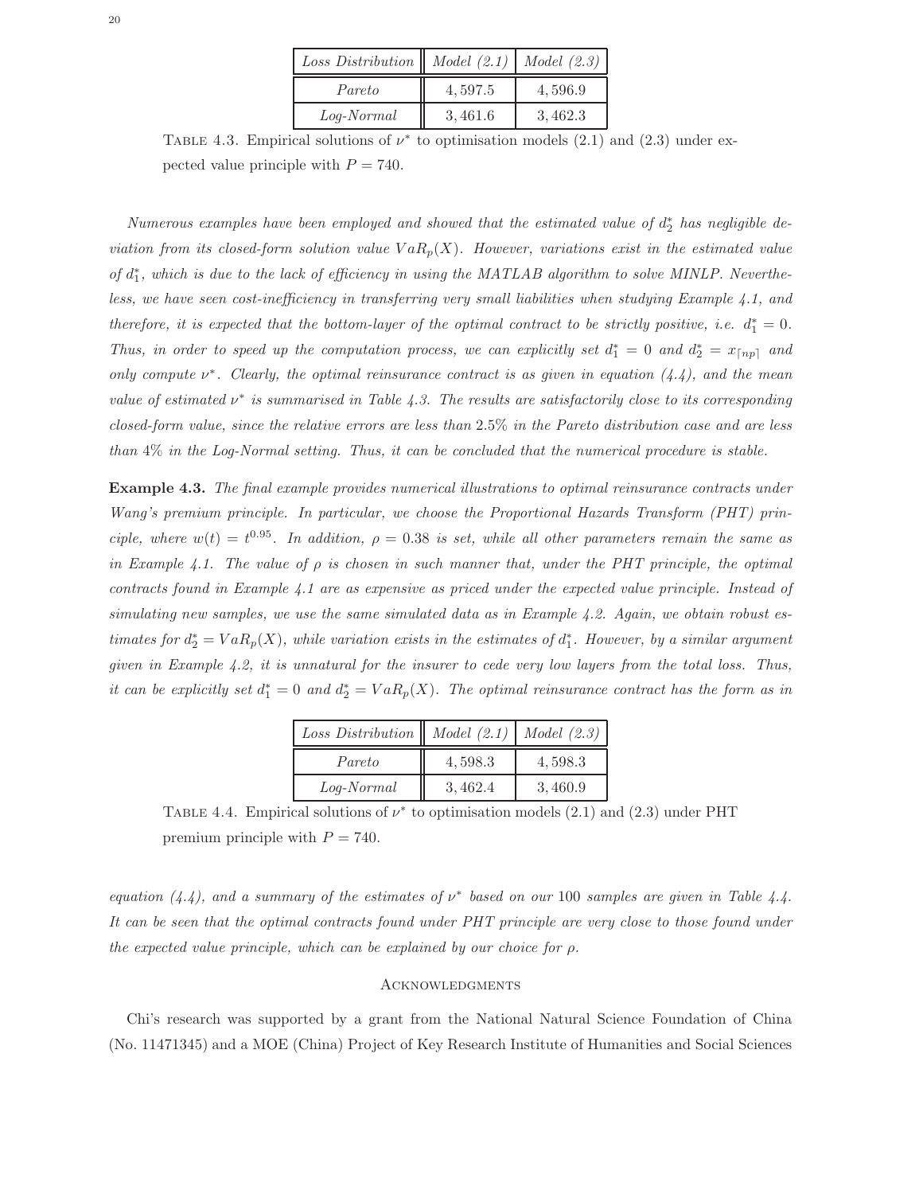| *Loss Distribution* | *Model (2.1)* | *Model (2.3)* |
|---|---|---|
| *Pareto* | 4,597.5 | 4,596.9 |
| *Log-Normal* | 3,461.6 | 3,462.3 |

Table 4.3. Empirical solutions of $\nu^*$ to optimisation models (2.1) and (2.3) under expected value principle with $P = 740$.

*Numerous examples have been employed and showed that the estimated value of $d_2^*$ has negligible deviation from its closed-form solution value $VaR_p(X)$. However, variations exist in the estimated value of $d_1^*$, which is due to the lack of efficiency in using the MATLAB algorithm to solve MINLP. Nevertheless, we have seen cost-inefficiency in transferring very small liabilities when studying Example 4.1, and therefore, it is expected that the bottom-layer of the optimal contract to be strictly positive, i.e. $d_1^* = 0$. Thus, in order to speed up the computation process, we can explicitly set $d_1^* = 0$ and $d_2^* = x_{\lceil np \rceil}$ and only compute $\nu^*$. Clearly, the optimal reinsurance contract is as given in equation (4.4), and the mean value of estimated $\nu^*$ is summarised in Table 4.3. The results are satisfactorily close to its corresponding closed-form value, since the relative errors are less than 2.5% in the Pareto distribution case and are less than 4% in the Log-Normal setting. Thus, it can be concluded that the numerical procedure is stable.*

**Example 4.3.** *The final example provides numerical illustrations to optimal reinsurance contracts under Wang's premium principle. In particular, we choose the Proportional Hazards Transform (PHT) principle, where $w(t) = t^{0.95}$. In addition, $\rho = 0.38$ is set, while all other parameters remain the same as in Example 4.1. The value of $\rho$ is chosen in such manner that, under the PHT principle, the optimal contracts found in Example 4.1 are as expensive as priced under the expected value principle. Instead of simulating new samples, we use the same simulated data as in Example 4.2. Again, we obtain robust estimates for $d_2^* = VaR_p(X)$, while variation exists in the estimates of $d_1^*$. However, by a similar argument given in Example 4.2, it is unnatural for the insurer to cede very low layers from the total loss. Thus, it can be explicitly set $d_1^* = 0$ and $d_2^* = VaR_p(X)$. The optimal reinsurance contract has the form as in equation (4.4), and a summary of the estimates of $\nu^*$ based on our 100 samples are given in Table 4.4. It can be seen that the optimal contracts found under PHT principle are very close to those found under the expected value principle, which can be explained by our choice for $\rho$.*

| *Loss Distribution* | *Model (2.1)* | *Model (2.3)* |
|---|---|---|
| *Pareto* | 4,598.3 | 4,598.3 |
| *Log-Normal* | 3,462.4 | 3,460.9 |

Table 4.4. Empirical solutions of $\nu^*$ to optimisation models (2.1) and (2.3) under PHT premium principle with $P = 740$.

## Acknowledgments

Chi's research was supported by a grant from the National Natural Science Foundation of China (No. 11471345) and a MOE (China) Project of Key Research Institute of Humanities and Social Sciences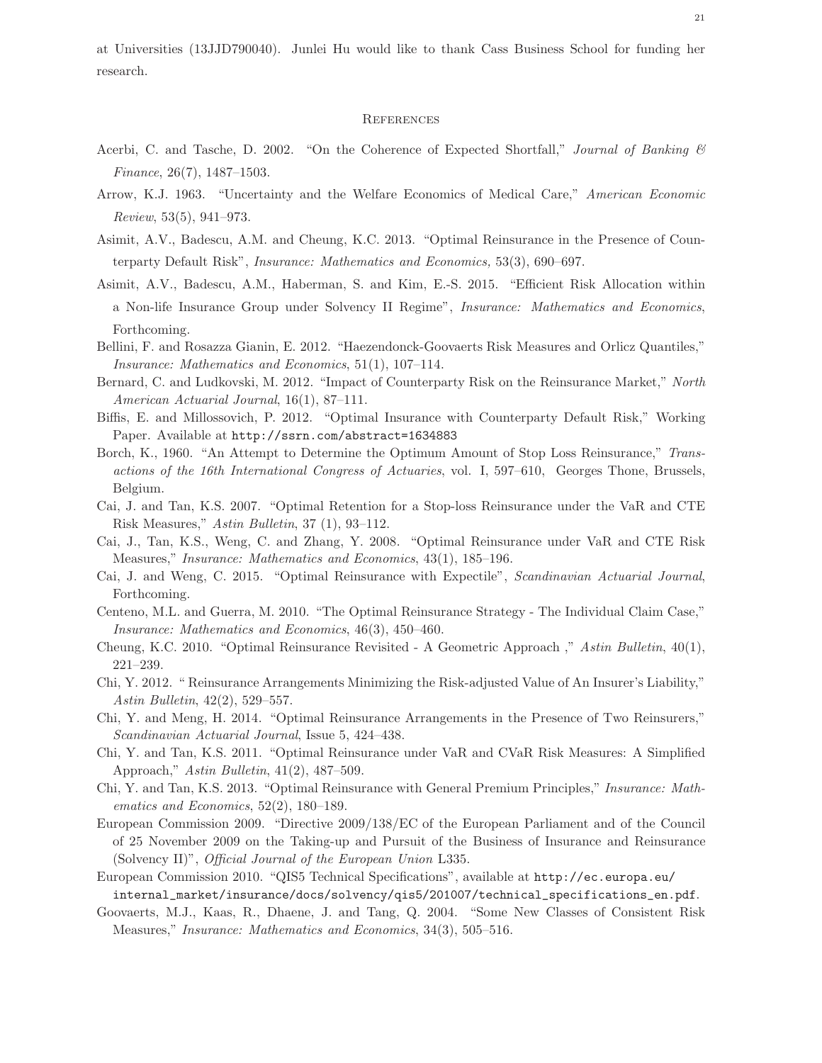at Universities (13JJD790040). Junlei Hu would like to thank Cass Business School for funding her research.

## References

Acerbi, C. and Tasche, D. 2002. "On the Coherence of Expected Shortfall," *Journal of Banking & Finance*, 26(7), 1487–1503.

Arrow, K.J. 1963. "Uncertainty and the Welfare Economics of Medical Care," *American Economic Review*, 53(5), 941–973.

Asimit, A.V., Badescu, A.M. and Cheung, K.C. 2013. "Optimal Reinsurance in the Presence of Counterparty Default Risk", *Insurance: Mathematics and Economics*, 53(3), 690–697.

Asimit, A.V., Badescu, A.M., Haberman, S. and Kim, E.-S. 2015. "Efficient Risk Allocation within a Non-life Insurance Group under Solvency II Regime", *Insurance: Mathematics and Economics*, Forthcoming.

Bellini, F. and Rosazza Gianin, E. 2012. "Haezendonck-Goovaerts Risk Measures and Orlicz Quantiles," *Insurance: Mathematics and Economics*, 51(1), 107–114.

Bernard, C. and Ludkovski, M. 2012. "Impact of Counterparty Risk on the Reinsurance Market," *North American Actuarial Journal*, 16(1), 87–111.

Biffis, E. and Millossovich, P. 2012. "Optimal Insurance with Counterparty Default Risk," Working Paper. Available at http://ssrn.com/abstract=1634883

Borch, K., 1960. "An Attempt to Determine the Optimum Amount of Stop Loss Reinsurance," *Transactions of the 16th International Congress of Actuaries*, vol. I, 597–610, Georges Thone, Brussels, Belgium.

Cai, J. and Tan, K.S. 2007. "Optimal Retention for a Stop-loss Reinsurance under the VaR and CTE Risk Measures," *Astin Bulletin*, 37 (1), 93–112.

Cai, J., Tan, K.S., Weng, C. and Zhang, Y. 2008. "Optimal Reinsurance under VaR and CTE Risk Measures," *Insurance: Mathematics and Economics*, 43(1), 185–196.

Cai, J. and Weng, C. 2015. "Optimal Reinsurance with Expectile", *Scandinavian Actuarial Journal*, Forthcoming.

Centeno, M.L. and Guerra, M. 2010. "The Optimal Reinsurance Strategy - The Individual Claim Case," *Insurance: Mathematics and Economics*, 46(3), 450–460.

Cheung, K.C. 2010. "Optimal Reinsurance Revisited - A Geometric Approach ," *Astin Bulletin*, 40(1), 221–239.

Chi, Y. 2012. " Reinsurance Arrangements Minimizing the Risk-adjusted Value of An Insurer's Liability," *Astin Bulletin*, 42(2), 529–557.

Chi, Y. and Meng, H. 2014. "Optimal Reinsurance Arrangements in the Presence of Two Reinsurers," *Scandinavian Actuarial Journal*, Issue 5, 424–438.

Chi, Y. and Tan, K.S. 2011. "Optimal Reinsurance under VaR and CVaR Risk Measures: A Simplified Approach," *Astin Bulletin*, 41(2), 487–509.

Chi, Y. and Tan, K.S. 2013. "Optimal Reinsurance with General Premium Principles," *Insurance: Mathematics and Economics*, 52(2), 180–189.

European Commission 2009. "Directive 2009/138/EC of the European Parliament and of the Council of 25 November 2009 on the Taking-up and Pursuit of the Business of Insurance and Reinsurance (Solvency II)", *Official Journal of the European Union* L335.

European Commission 2010. "QIS5 Technical Specifications", available at http://ec.europa.eu/internal_market/insurance/docs/solvency/qis5/201007/technical_specifications_en.pdf.

Goovaerts, M.J., Kaas, R., Dhaene, J. and Tang, Q. 2004. "Some New Classes of Consistent Risk Measures," *Insurance: Mathematics and Economics*, 34(3), 505–516.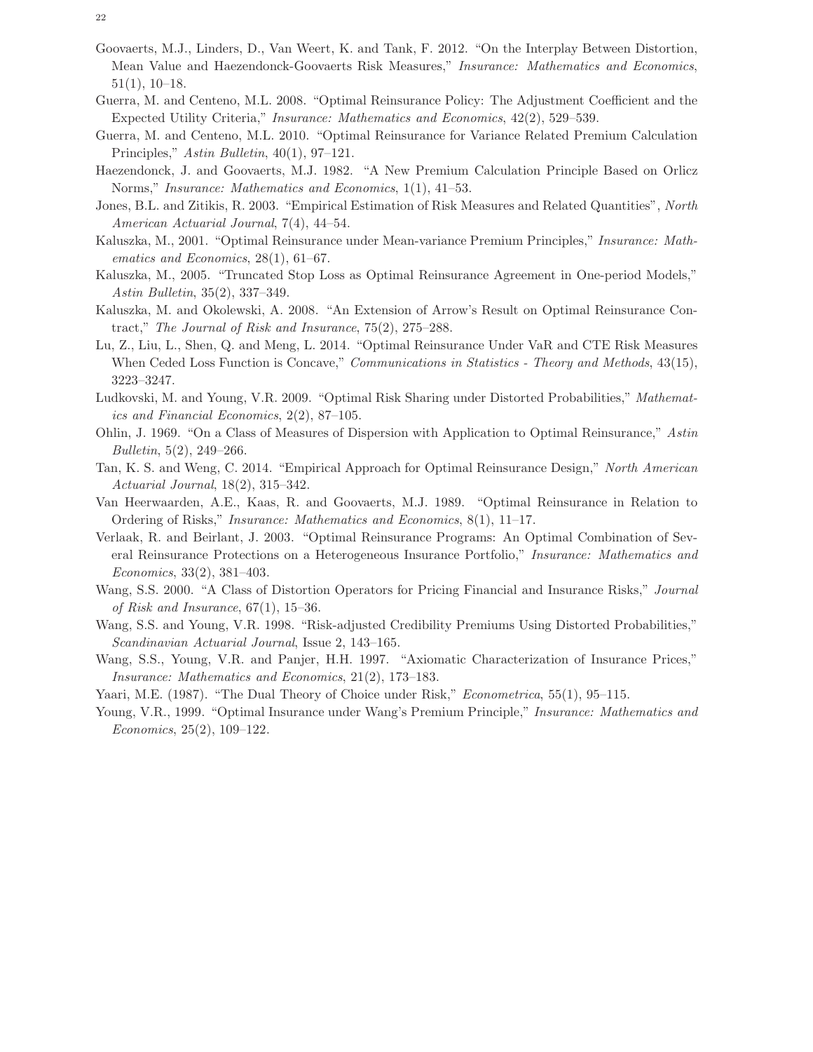Goovaerts, M.J., Linders, D., Van Weert, K. and Tank, F. 2012. "On the Interplay Between Distortion, Mean Value and Haezendonck-Goovaerts Risk Measures," *Insurance: Mathematics and Economics*, 51(1), 10–18.

Guerra, M. and Centeno, M.L. 2008. "Optimal Reinsurance Policy: The Adjustment Coefficient and the Expected Utility Criteria," *Insurance: Mathematics and Economics*, 42(2), 529–539.

Guerra, M. and Centeno, M.L. 2010. "Optimal Reinsurance for Variance Related Premium Calculation Principles," *Astin Bulletin*, 40(1), 97–121.

Haezendonck, J. and Goovaerts, M.J. 1982. "A New Premium Calculation Principle Based on Orlicz Norms," *Insurance: Mathematics and Economics*, 1(1), 41–53.

Jones, B.L. and Zitikis, R. 2003. "Empirical Estimation of Risk Measures and Related Quantities", *North American Actuarial Journal*, 7(4), 44–54.

Kaluszka, M., 2001. "Optimal Reinsurance under Mean-variance Premium Principles," *Insurance: Mathematics and Economics*, 28(1), 61–67.

Kaluszka, M., 2005. "Truncated Stop Loss as Optimal Reinsurance Agreement in One-period Models," *Astin Bulletin*, 35(2), 337–349.

Kaluszka, M. and Okolewski, A. 2008. "An Extension of Arrow's Result on Optimal Reinsurance Contract," *The Journal of Risk and Insurance*, 75(2), 275–288.

Lu, Z., Liu, L., Shen, Q. and Meng, L. 2014. "Optimal Reinsurance Under VaR and CTE Risk Measures When Ceded Loss Function is Concave," *Communications in Statistics - Theory and Methods*, 43(15), 3223–3247.

Ludkovski, M. and Young, V.R. 2009. "Optimal Risk Sharing under Distorted Probabilities," *Mathematics and Financial Economics*, 2(2), 87–105.

Ohlin, J. 1969. "On a Class of Measures of Dispersion with Application to Optimal Reinsurance," *Astin Bulletin*, 5(2), 249–266.

Tan, K. S. and Weng, C. 2014. "Empirical Approach for Optimal Reinsurance Design," *North American Actuarial Journal*, 18(2), 315–342.

Van Heerwaarden, A.E., Kaas, R. and Goovaerts, M.J. 1989. "Optimal Reinsurance in Relation to Ordering of Risks," *Insurance: Mathematics and Economics*, 8(1), 11–17.

Verlaak, R. and Beirlant, J. 2003. "Optimal Reinsurance Programs: An Optimal Combination of Several Reinsurance Protections on a Heterogeneous Insurance Portfolio," *Insurance: Mathematics and Economics*, 33(2), 381–403.

Wang, S.S. 2000. "A Class of Distortion Operators for Pricing Financial and Insurance Risks," *Journal of Risk and Insurance*, 67(1), 15–36.

Wang, S.S. and Young, V.R. 1998. "Risk-adjusted Credibility Premiums Using Distorted Probabilities," *Scandinavian Actuarial Journal*, Issue 2, 143–165.

Wang, S.S., Young, V.R. and Panjer, H.H. 1997. "Axiomatic Characterization of Insurance Prices," *Insurance: Mathematics and Economics*, 21(2), 173–183.

Yaari, M.E. (1987). "The Dual Theory of Choice under Risk," *Econometrica*, 55(1), 95–115.

Young, V.R., 1999. "Optimal Insurance under Wang's Premium Principle," *Insurance: Mathematics and Economics*, 25(2), 109–122.